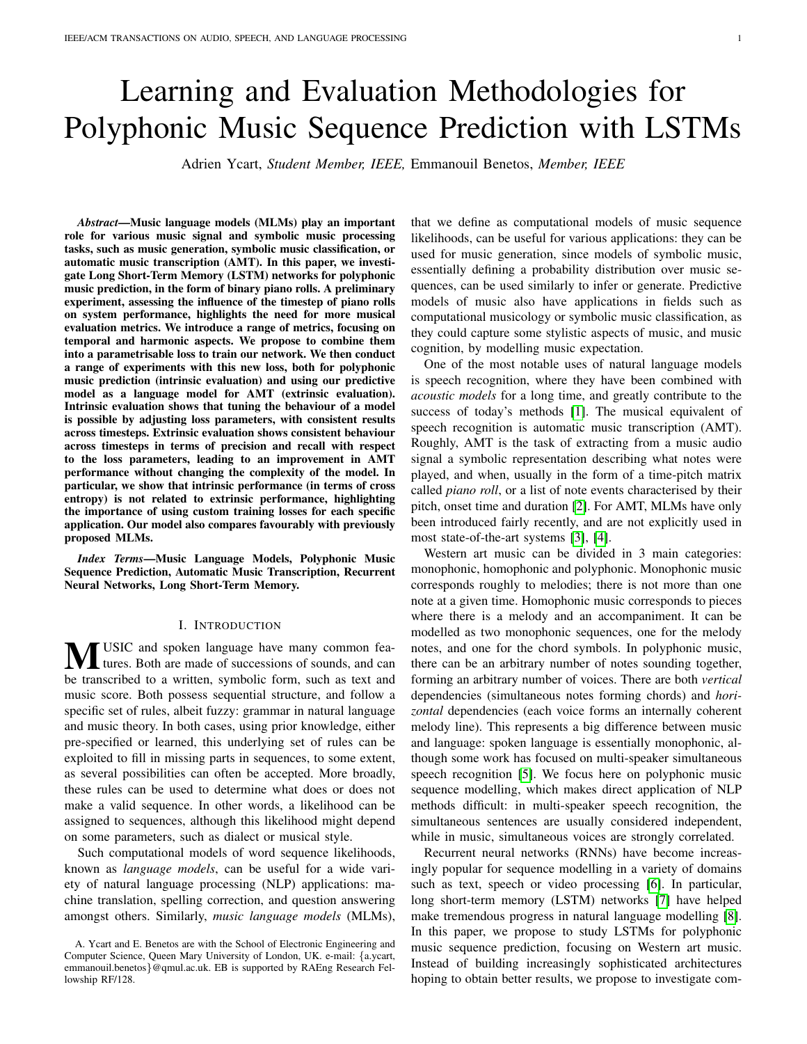# Learning and Evaluation Methodologies for Polyphonic Music Sequence Prediction with LSTMs

Adrien Ycart, *Student Member, IEEE,* Emmanouil Benetos, *Member, IEEE*

***Abstract*—Music language models (MLMs) play an important role for various music signal and symbolic music processing tasks, such as music generation, symbolic music classification, or automatic music transcription (AMT). In this paper, we investigate Long Short-Term Memory (LSTM) networks for polyphonic music prediction, in the form of binary piano rolls. A preliminary experiment, assessing the influence of the timestep of piano rolls on system performance, highlights the need for more musical evaluation metrics. We introduce a range of metrics, focusing on temporal and harmonic aspects. We propose to combine them into a parametrisable loss to train our network. We then conduct a range of experiments with this new loss, both for polyphonic music prediction (intrinsic evaluation) and using our predictive model as a language model for AMT (extrinsic evaluation). Intrinsic evaluation shows that tuning the behaviour of a model is possible by adjusting loss parameters, with consistent results across timesteps. Extrinsic evaluation shows consistent behaviour across timesteps in terms of precision and recall with respect to the loss parameters, leading to an improvement in AMT performance without changing the complexity of the model. In particular, we show that intrinsic performance (in terms of cross entropy) is not related to extrinsic performance, highlighting the importance of using custom training losses for each specific application. Our model also compares favourably with previously proposed MLMs.**

***Index Terms*—Music Language Models, Polyphonic Music Sequence Prediction, Automatic Music Transcription, Recurrent Neural Networks, Long Short-Term Memory.**

## I. Introduction

MUSIC and spoken language have many common features. Both are made of successions of sounds, and can be transcribed to a written, symbolic form, such as text and music score. Both possess sequential structure, and follow a specific set of rules, albeit fuzzy: grammar in natural language and music theory. In both cases, using prior knowledge, either pre-specified or learned, this underlying set of rules can be exploited to fill in missing parts in sequences, to some extent, as several possibilities can often be accepted. More broadly, these rules can be used to determine what does or does not make a valid sequence. In other words, a likelihood can be assigned to sequences, although this likelihood might depend on some parameters, such as dialect or musical style.

Such computational models of word sequence likelihoods, known as *language models*, can be useful for a wide variety of natural language processing (NLP) applications: machine translation, spelling correction, and question answering amongst others. Similarly, *music language models* (MLMs), that we define as computational models of music sequence likelihoods, can be useful for various applications: they can be used for music generation, since models of symbolic music, essentially defining a probability distribution over music sequences, can be used similarly to infer or generate. Predictive models of music also have applications in fields such as computational musicology or symbolic music classification, as they could capture some stylistic aspects of music, and music cognition, by modelling music expectation.

One of the most notable uses of natural language models is speech recognition, where they have been combined with *acoustic models* for a long time, and greatly contribute to the success of today's methods [1]. The musical equivalent of speech recognition is automatic music transcription (AMT). Roughly, AMT is the task of extracting from a music audio signal a symbolic representation describing what notes were played, and when, usually in the form of a time-pitch matrix called *piano roll*, or a list of note events characterised by their pitch, onset time and duration [2]. For AMT, MLMs have only been introduced fairly recently, and are not explicitly used in most state-of-the-art systems [3], [4].

Western art music can be divided in 3 main categories: monophonic, homophonic and polyphonic. Monophonic music corresponds roughly to melodies; there is not more than one note at a given time. Homophonic music corresponds to pieces where there is a melody and an accompaniment. It can be modelled as two monophonic sequences, one for the melody notes, and one for the chord symbols. In polyphonic music, there can be an arbitrary number of notes sounding together, forming an arbitrary number of voices. There are both *vertical* dependencies (simultaneous notes forming chords) and *horizontal* dependencies (each voice forms an internally coherent melody line). This represents a big difference between music and language: spoken language is essentially monophonic, although some work has focused on multi-speaker simultaneous speech recognition [5]. We focus here on polyphonic music sequence modelling, which makes direct application of NLP methods difficult: in multi-speaker speech recognition, the simultaneous sentences are usually considered independent, while in music, simultaneous voices are strongly correlated.

Recurrent neural networks (RNNs) have become increasingly popular for sequence modelling in a variety of domains such as text, speech or video processing [6]. In particular, long short-term memory (LSTM) networks [7] have helped make tremendous progress in natural language modelling [8]. In this paper, we propose to study LSTMs for polyphonic music sequence prediction, focusing on Western art music. Instead of building increasingly sophisticated architectures hoping to obtain better results, we propose to investigate com-

A. Ycart and E. Benetos are with the School of Electronic Engineering and Computer Science, Queen Mary University of London, UK. e-mail: {a.ycart, emmanouil.benetos}@qmul.ac.uk. EB is supported by RAEng Research Fellowship RF/128.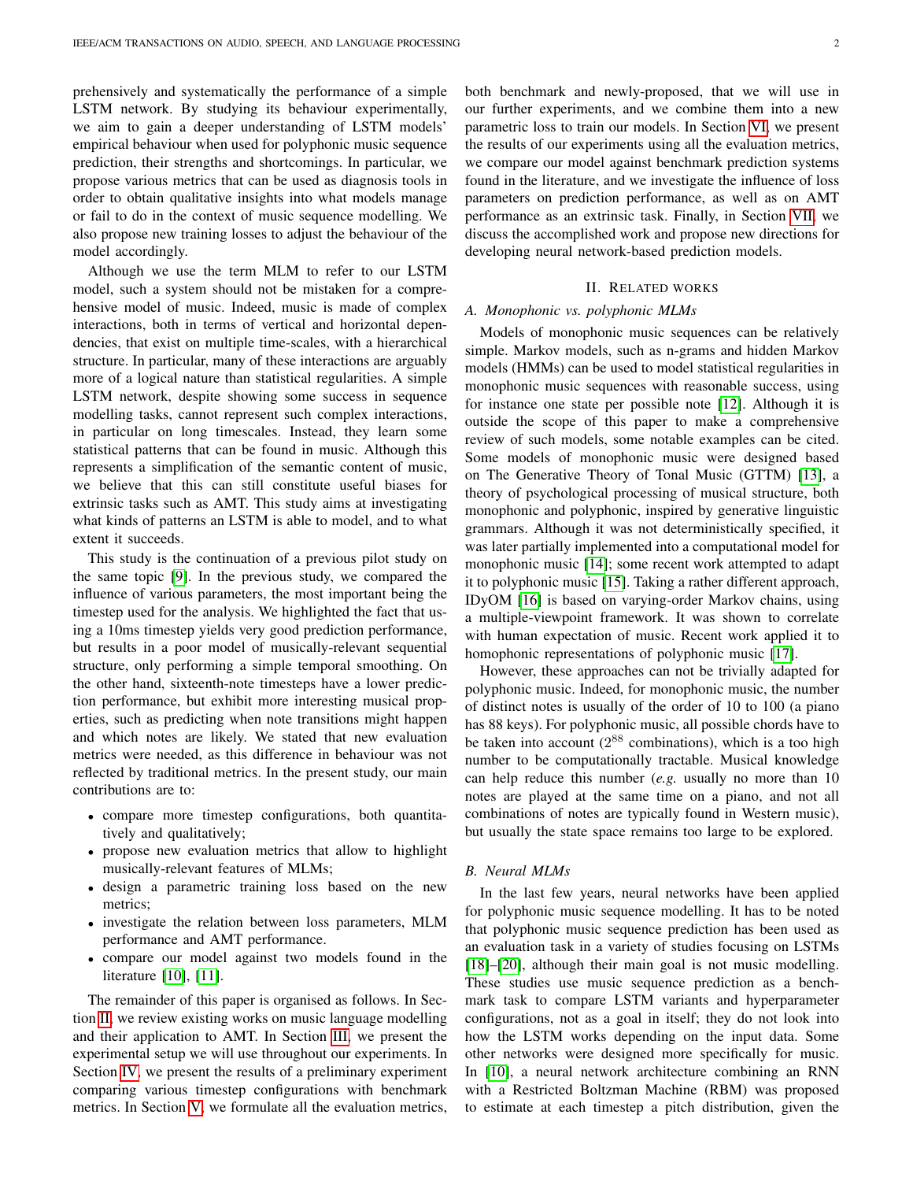prehensively and systematically the performance of a simple LSTM network. By studying its behaviour experimentally, we aim to gain a deeper understanding of LSTM models' empirical behaviour when used for polyphonic music sequence prediction, their strengths and shortcomings. In particular, we propose various metrics that can be used as diagnosis tools in order to obtain qualitative insights into what models manage or fail to do in the context of music sequence modelling. We also propose new training losses to adjust the behaviour of the model accordingly.

Although we use the term MLM to refer to our LSTM model, such a system should not be mistaken for a comprehensive model of music. Indeed, music is made of complex interactions, both in terms of vertical and horizontal dependencies, that exist on multiple time-scales, with a hierarchical structure. In particular, many of these interactions are arguably more of a logical nature than statistical regularities. A simple LSTM network, despite showing some success in sequence modelling tasks, cannot represent such complex interactions, in particular on long timescales. Instead, they learn some statistical patterns that can be found in music. Although this represents a simplification of the semantic content of music, we believe that this can still constitute useful biases for extrinsic tasks such as AMT. This study aims at investigating what kinds of patterns an LSTM is able to model, and to what extent it succeeds.

This study is the continuation of a previous pilot study on the same topic [9]. In the previous study, we compared the influence of various parameters, the most important being the timestep used for the analysis. We highlighted the fact that using a 10ms timestep yields very good prediction performance, but results in a poor model of musically-relevant sequential structure, only performing a simple temporal smoothing. On the other hand, sixteenth-note timesteps have a lower prediction performance, but exhibit more interesting musical properties, such as predicting when note transitions might happen and which notes are likely. We stated that new evaluation metrics were needed, as this difference in behaviour was not reflected by traditional metrics. In the present study, our main contributions are to:

- compare more timestep configurations, both quantitatively and qualitatively;
- propose new evaluation metrics that allow to highlight musically-relevant features of MLMs;
- design a parametric training loss based on the new metrics;
- investigate the relation between loss parameters, MLM performance and AMT performance.
- compare our model against two models found in the literature [10], [11].

The remainder of this paper is organised as follows. In Section II, we review existing works on music language modelling and their application to AMT. In Section III, we present the experimental setup we will use throughout our experiments. In Section IV, we present the results of a preliminary experiment comparing various timestep configurations with benchmark metrics. In Section V, we formulate all the evaluation metrics, both benchmark and newly-proposed, that we will use in our further experiments, and we combine them into a new parametric loss to train our models. In Section VI, we present the results of our experiments using all the evaluation metrics, we compare our model against benchmark prediction systems found in the literature, and we investigate the influence of loss parameters on prediction performance, as well as on AMT performance as an extrinsic task. Finally, in Section VII, we discuss the accomplished work and propose new directions for developing neural network-based prediction models.

## II. Related works

### A. Monophonic vs. polyphonic MLMs

Models of monophonic music sequences can be relatively simple. Markov models, such as n-grams and hidden Markov models (HMMs) can be used to model statistical regularities in monophonic music sequences with reasonable success, using for instance one state per possible note [12]. Although it is outside the scope of this paper to make a comprehensive review of such models, some notable examples can be cited. Some models of monophonic music were designed based on The Generative Theory of Tonal Music (GTTM) [13], a theory of psychological processing of musical structure, both monophonic and polyphonic, inspired by generative linguistic grammars. Although it was not deterministically specified, it was later partially implemented into a computational model for monophonic music [14]; some recent work attempted to adapt it to polyphonic music [15]. Taking a rather different approach, IDyOM [16] is based on varying-order Markov chains, using a multiple-viewpoint framework. It was shown to correlate with human expectation of music. Recent work applied it to homophonic representations of polyphonic music [17].

However, these approaches can not be trivially adapted for polyphonic music. Indeed, for monophonic music, the number of distinct notes is usually of the order of 10 to 100 (a piano has 88 keys). For polyphonic music, all possible chords have to be taken into account ($2^{88}$ combinations), which is a too high number to be computationally tractable. Musical knowledge can help reduce this number (*e.g.* usually no more than 10 notes are played at the same time on a piano, and not all combinations of notes are typically found in Western music), but usually the state space remains too large to be explored.

### B. Neural MLMs

In the last few years, neural networks have been applied for polyphonic music sequence modelling. It has to be noted that polyphonic music sequence prediction has been used as an evaluation task in a variety of studies focusing on LSTMs [18]–[20], although their main goal is not music modelling. These studies use music sequence prediction as a benchmark task to compare LSTM variants and hyperparameter configurations, not as a goal in itself; they do not look into how the LSTM works depending on the input data. Some other networks were designed more specifically for music. In [10], a neural network architecture combining an RNN with a Restricted Boltzman Machine (RBM) was proposed to estimate at each timestep a pitch distribution, given the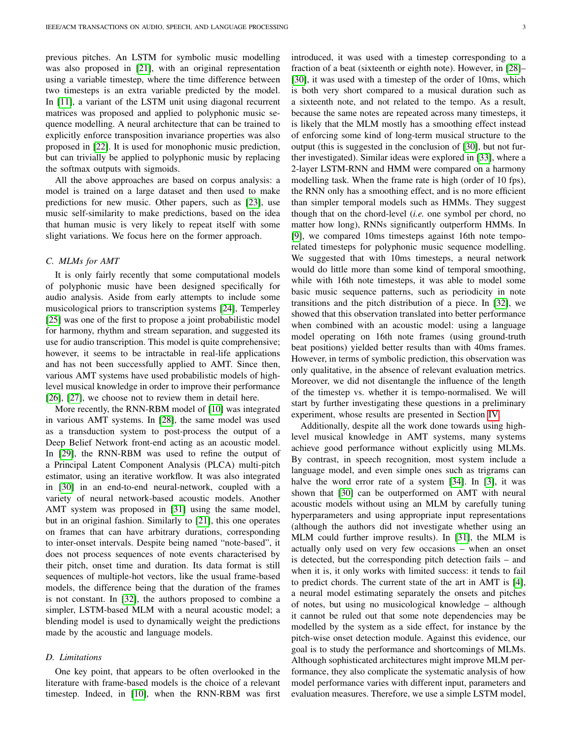previous pitches. An LSTM for symbolic music modelling was also proposed in [21], with an original representation using a variable timestep, where the time difference between two timesteps is an extra variable predicted by the model. In [11], a variant of the LSTM unit using diagonal recurrent matrices was proposed and applied to polyphonic music sequence modelling. A neural architecture that can be trained to explicitly enforce transposition invariance properties was also proposed in [22]. It is used for monophonic music prediction, but can trivially be applied to polyphonic music by replacing the softmax outputs with sigmoids.

All the above approaches are based on corpus analysis: a model is trained on a large dataset and then used to make predictions for new music. Other papers, such as [23], use music self-similarity to make predictions, based on the idea that human music is very likely to repeat itself with some slight variations. We focus here on the former approach.

### C. MLMs for AMT

It is only fairly recently that some computational models of polyphonic music have been designed specifically for audio analysis. Aside from early attempts to include some musicological priors to transcription systems [24], Temperley [25] was one of the first to propose a joint probabilistic model for harmony, rhythm and stream separation, and suggested its use for audio transcription. This model is quite comprehensive; however, it seems to be intractable in real-life applications and has not been successfully applied to AMT. Since then, various AMT systems have used probabilistic models of high-level musical knowledge in order to improve their performance [26], [27], we choose not to review them in detail here.

More recently, the RNN-RBM model of [10] was integrated in various AMT systems. In [28], the same model was used as a transduction system to post-process the output of a Deep Belief Network front-end acting as an acoustic model. In [29], the RNN-RBM was used to refine the output of a Principal Latent Component Analysis (PLCA) multi-pitch estimator, using an iterative workflow. It was also integrated in [30] in an end-to-end neural-network, coupled with a variety of neural network-based acoustic models. Another AMT system was proposed in [31] using the same model, but in an original fashion. Similarly to [21], this one operates on frames that can have arbitrary durations, corresponding to inter-onset intervals. Despite being named "note-based", it does not process sequences of note events characterised by their pitch, onset time and duration. Its data format is still sequences of multiple-hot vectors, like the usual frame-based models, the difference being that the duration of the frames is not constant. In [32], the authors proposed to combine a simpler, LSTM-based MLM with a neural acoustic model; a blending model is used to dynamically weight the predictions made by the acoustic and language models.

### D. Limitations

One key point, that appears to be often overlooked in the literature with frame-based models is the choice of a relevant timestep. Indeed, in [10], when the RNN-RBM was first introduced, it was used with a timestep corresponding to a fraction of a beat (sixteenth or eighth note). However, in [28]–[30], it was used with a timestep of the order of 10ms, which is both very short compared to a musical duration such as a sixteenth note, and not related to the tempo. As a result, because the same notes are repeated across many timesteps, it is likely that the MLM mostly has a smoothing effect instead of enforcing some kind of long-term musical structure to the output (this is suggested in the conclusion of [30], but not further investigated). Similar ideas were explored in [33], where a 2-layer LSTM-RNN and HMM were compared on a harmony modelling task. When the frame rate is high (order of 10 fps), the RNN only has a smoothing effect, and is no more efficient than simpler temporal models such as HMMs. They suggest though that on the chord-level (*i.e.* one symbol per chord, no matter how long), RNNs significantly outperform HMMs. In [9], we compared 10ms timesteps against 16th note tempo-related timesteps for polyphonic music sequence modelling. We suggested that with 10ms timesteps, a neural network would do little more than some kind of temporal smoothing, while with 16th note timesteps, it was able to model some basic music sequence patterns, such as periodicity in note transitions and the pitch distribution of a piece. In [32], we showed that this observation translated into better performance when combined with an acoustic model: using a language model operating on 16th note frames (using ground-truth beat positions) yielded better results than with 40ms frames. However, in terms of symbolic prediction, this observation was only qualitative, in the absence of relevant evaluation metrics. Moreover, we did not disentangle the influence of the length of the timestep vs. whether it is tempo-normalised. We will start by further investigating these questions in a preliminary experiment, whose results are presented in Section IV.

Additionally, despite all the work done towards using high-level musical knowledge in AMT systems, many systems achieve good performance without explicitly using MLMs. By contrast, in speech recognition, most system include a language model, and even simple ones such as trigrams can halve the word error rate of a system [34]. In [3], it was shown that [30] can be outperformed on AMT with neural acoustic models without using an MLM by carefully tuning hyperparameters and using appropriate input representations (although the authors did not investigate whether using an MLM could further improve results). In [31], the MLM is actually only used on very few occasions – when an onset is detected, but the corresponding pitch detection fails – and when it is, it only works with limited success: it tends to fail to predict chords. The current state of the art in AMT is [4], a neural model estimating separately the onsets and pitches of notes, but using no musicological knowledge – although it cannot be ruled out that some note dependencies may be modelled by the system as a side effect, for instance by the pitch-wise onset detection module. Against this evidence, our goal is to study the performance and shortcomings of MLMs. Although sophisticated architectures might improve MLM performance, they also complicate the systematic analysis of how model performance varies with different input, parameters and evaluation measures. Therefore, we use a simple LSTM model,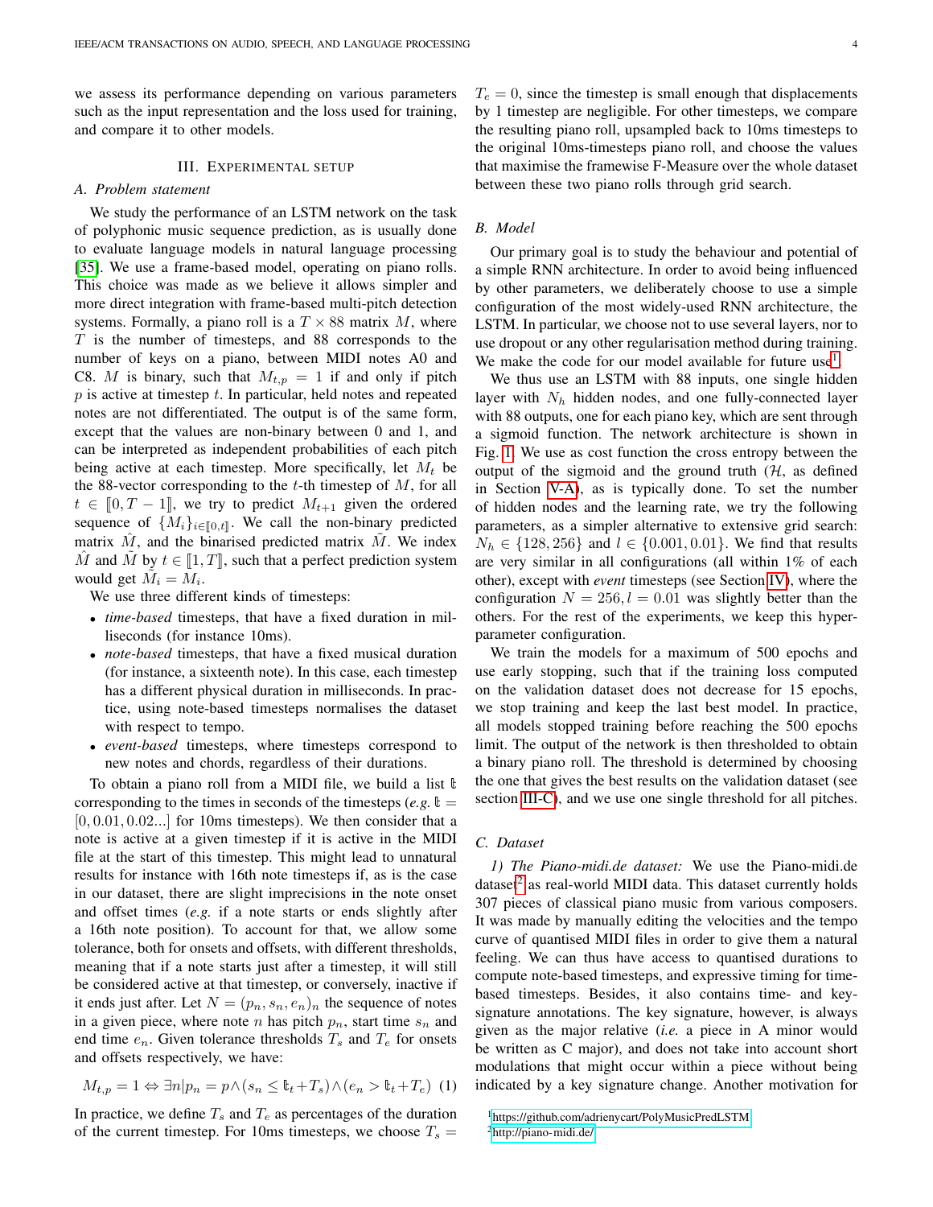we assess its performance depending on various parameters such as the input representation and the loss used for training, and compare it to other models.

## III. Experimental setup

### A. Problem statement

We study the performance of an LSTM network on the task of polyphonic music sequence prediction, as is usually done to evaluate language models in natural language processing [35]. We use a frame-based model, operating on piano rolls. This choice was made as we believe it allows simpler and more direct integration with frame-based multi-pitch detection systems. Formally, a piano roll is a $T \times 88$ matrix $M$, where $T$ is the number of timesteps, and 88 corresponds to the number of keys on a piano, between MIDI notes A0 and C8. $M$ is binary, such that $M_{t,p} = 1$ if and only if pitch $p$ is active at timestep $t$. In particular, held notes and repeated notes are not differentiated. The output is of the same form, except that the values are non-binary between 0 and 1, and can be interpreted as independent probabilities of each pitch being active at each timestep. More specifically, let $M_t$ be the 88-vector corresponding to the $t$-th timestep of $M$, for all $t \in [\![0, T-1]\!]$, we try to predict $M_{t+1}$ given the ordered sequence of $\{M_i\}_{i \in [\![0,t]\!]}$. We call the non-binary predicted matrix $\hat{M}$, and the binarised predicted matrix $\tilde{M}$. We index $\hat{M}$ and $\tilde{M}$ by $t \in [\![1, T]\!]$, such that a perfect prediction system would get $\tilde{M}_i = M_i$.

We use three different kinds of timesteps:

- *time-based* timesteps, that have a fixed duration in milliseconds (for instance 10ms).
- *note-based* timesteps, that have a fixed musical duration (for instance, a sixteenth note). In this case, each timestep has a different physical duration in milliseconds. In practice, using note-based timesteps normalises the dataset with respect to tempo.
- *event-based* timesteps, where timesteps correspond to new notes and chords, regardless of their durations.

To obtain a piano roll from a MIDI file, we build a list $\mathbb{t}$ corresponding to the times in seconds of the timesteps (*e.g.* $\mathbb{t} = [0, 0.01, 0.02...]$ for 10ms timesteps). We then consider that a note is active at a given timestep if it is active in the MIDI file at the start of this timestep. This might lead to unnatural results for instance with 16th note timesteps if, as is the case in our dataset, there are slight imprecisions in the note onset and offset times (*e.g.* if a note starts or ends slightly after a 16th note position). To account for that, we allow some tolerance, both for onsets and offsets, with different thresholds, meaning that if a note starts just after a timestep, it will still be considered active at that timestep, or conversely, inactive if it ends just after. Let $N = (p_n, s_n, e_n)_n$ the sequence of notes in a given piece, where note $n$ has pitch $p_n$, start time $s_n$ and end time $e_n$. Given tolerance thresholds $T_s$ and $T_e$ for onsets and offsets respectively, we have:

$$M_{t,p} = 1 \Leftrightarrow \exists n | p_n = p \wedge (s_n \leq \mathbb{t}_t + T_s) \wedge (e_n > \mathbb{t}_t + T_e) \quad (1)$$

In practice, we define $T_s$ and $T_e$ as percentages of the duration of the current timestep. For 10ms timesteps, we choose $T_s = T_e = 0$, since the timestep is small enough that displacements by 1 timestep are negligible. For other timesteps, we compare the resulting piano roll, upsampled back to 10ms timesteps to the original 10ms-timesteps piano roll, and choose the values that maximise the framewise F-Measure over the whole dataset between these two piano rolls through grid search.

### B. Model

Our primary goal is to study the behaviour and potential of a simple RNN architecture. In order to avoid being influenced by other parameters, we deliberately choose to use a simple configuration of the most widely-used RNN architecture, the LSTM. In particular, we choose not to use several layers, nor to use dropout or any other regularisation method during training. We make the code for our model available for future use[1].

We thus use an LSTM with 88 inputs, one single hidden layer with $N_h$ hidden nodes, and one fully-connected layer with 88 outputs, one for each piano key, which are sent through a sigmoid function. The network architecture is shown in Fig. 1. We use as cost function the cross entropy between the output of the sigmoid and the ground truth ($\mathcal{H}$, as defined in Section V-A), as is typically done. To set the number of hidden nodes and the learning rate, we try the following parameters, as a simpler alternative to extensive grid search: $N_h \in \{128, 256\}$ and $l \in \{0.001, 0.01\}$. We find that results are very similar in all configurations (all within 1% of each other), except with *event* timesteps (see Section IV), where the configuration $N = 256, l = 0.01$ was slightly better than the others. For the rest of the experiments, we keep this hyper-parameter configuration.

We train the models for a maximum of 500 epochs and use early stopping, such that if the training loss computed on the validation dataset does not decrease for 15 epochs, we stop training and keep the last best model. In practice, all models stopped training before reaching the 500 epochs limit. The output of the network is then thresholded to obtain a binary piano roll. The threshold is determined by choosing the one that gives the best results on the validation dataset (see section III-C), and we use one single threshold for all pitches.

### C. Dataset

*1) The Piano-midi.de dataset:* We use the Piano-midi.de dataset[2] as real-world MIDI data. This dataset currently holds 307 pieces of classical piano music from various composers. It was made by manually editing the velocities and the tempo curve of quantised MIDI files in order to give them a natural feeling. We can thus have access to quantised durations to compute note-based timesteps, and expressive timing for time-based timesteps. Besides, it also contains time- and key-signature annotations. The key signature, however, is always given as the major relative (*i.e.* a piece in A minor would be written as C major), and does not take into account short modulations that might occur within a piece without being indicated by a key signature change. Another motivation for

[1] https://github.com/adrienycart/PolyMusicPredLSTM
[2] http://piano-midi.de/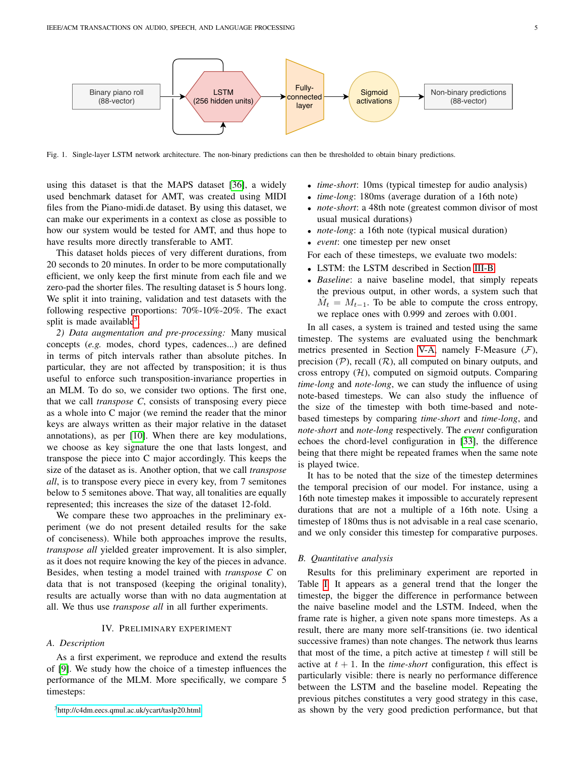Binary piano roll (88-vector) → LSTM (256 hidden units) → Fully-connected layer → Sigmoid activations → Non-binary predictions (88-vector)

Fig. 1. Single-layer LSTM network architecture. The non-binary predictions can then be thresholded to obtain binary predictions.

using this dataset is that the MAPS dataset [36], a widely used benchmark dataset for AMT, was created using MIDI files from the Piano-midi.de dataset. By using this dataset, we can make our experiments in a context as close as possible to how our system would be tested for AMT, and thus hope to have results more directly transferable to AMT.

This dataset holds pieces of very different durations, from 20 seconds to 20 minutes. In order to be more computationally efficient, we only keep the first minute from each file and we zero-pad the shorter files. The resulting dataset is 5 hours long. We split it into training, validation and test datasets with the following respective proportions: 70%-10%-20%. The exact split is made available[3].

*2) Data augmentation and pre-processing:* Many musical concepts (*e.g.* modes, chord types, cadences...) are defined in terms of pitch intervals rather than absolute pitches. In particular, they are not affected by transposition; it is thus useful to enforce such transposition-invariance properties in an MLM. To do so, we consider two options. The first one, that we call *transpose C*, consists of transposing every piece as a whole into C major (we remind the reader that the minor keys are always written as their major relative in the dataset annotations), as per [10]. When there are key modulations, we choose as key signature the one that lasts longest, and transpose the piece into C major accordingly. This keeps the size of the dataset as is. Another option, that we call *transpose all*, is to transpose every piece in every key, from 7 semitones below to 5 semitones above. That way, all tonalities are equally represented; this increases the size of the dataset 12-fold.

We compare these two approaches in the preliminary experiment (we do not present detailed results for the sake of conciseness). While both approaches improve the results, *transpose all* yielded greater improvement. It is also simpler, as it does not require knowing the key of the pieces in advance. Besides, when testing a model trained with *transpose C* on data that is not transposed (keeping the original tonality), results are actually worse than with no data augmentation at all. We thus use *transpose all* in all further experiments.

## IV. Preliminary Experiment

### A. Description

As a first experiment, we reproduce and extend the results of [9]. We study how the choice of a timestep influences the performance of the MLM. More specifically, we compare 5 timesteps:

- *time-short*: 10ms (typical timestep for audio analysis)
- *time-long*: 180ms (average duration of a 16th note)
- *note-short*: a 48th note (greatest common divisor of most usual musical durations)
- *note-long*: a 16th note (typical musical duration)
- *event*: one timestep per new onset

For each of these timesteps, we evaluate two models:

- LSTM: the LSTM described in Section III-B
- *Baseline*: a naive baseline model, that simply repeats the previous output, in other words, a system such that $\hat{M}_t = M_{t-1}$. To be able to compute the cross entropy, we replace ones with 0.999 and zeroes with 0.001.

In all cases, a system is trained and tested using the same timestep. The systems are evaluated using the benchmark metrics presented in Section V-A, namely F-Measure ($\mathcal{F}$), precision ($\mathcal{P}$), recall ($\mathcal{R}$), all computed on binary outputs, and cross entropy ($\mathcal{H}$), computed on sigmoid outputs. Comparing *time-long* and *note-long*, we can study the influence of using note-based timesteps. We can also study the influence of the size of the timestep with both time-based and note-based timesteps by comparing *time-short* and *time-long*, and *note-short* and *note-long* respectively. The *event* configuration echoes the chord-level configuration in [33], the difference being that there might be repeated frames when the same note is played twice.

It has to be noted that the size of the timestep determines the temporal precision of our model. For instance, using a 16th note timestep makes it impossible to accurately represent durations that are not a multiple of a 16th note. Using a timestep of 180ms thus is not advisable in a real case scenario, and we only consider this timestep for comparative purposes.

### B. Quantitative analysis

Results for this preliminary experiment are reported in Table I. It appears as a general trend that the longer the timestep, the bigger the difference in performance between the naive baseline model and the LSTM. Indeed, when the frame rate is higher, a given note spans more timesteps. As a result, there are many more self-transitions (ie. two identical successive frames) than note changes. The network thus learns that most of the time, a pitch active at timestep $t$ will still be active at $t+1$. In the *time-short* configuration, this effect is particularly visible: there is nearly no performance difference between the LSTM and the baseline model. Repeating the previous pitches constitutes a very good strategy in this case, as shown by the very good prediction performance, but that

[3] http://c4dm.eecs.qmul.ac.uk/ycart/taslp20.html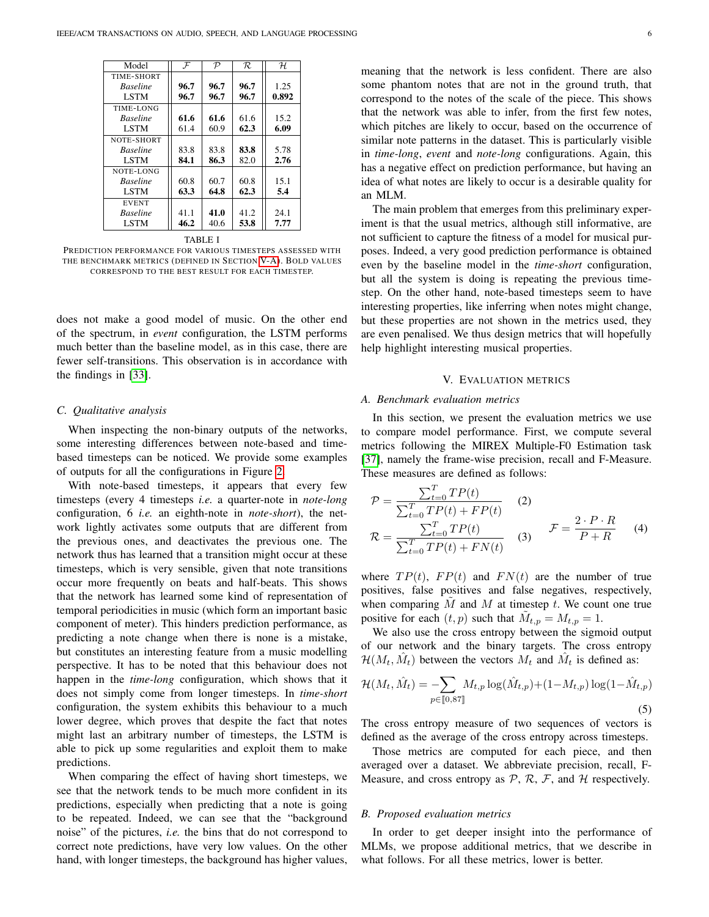| Model | $\mathcal{F}$ | $\mathcal{P}$ | $\mathcal{R}$ | $\mathcal{H}$ |
|---|---|---|---|---|
| TIME-SHORT | | | | |
| *Baseline* | **96.7** | **96.7** | **96.7** | 1.25 |
| LSTM | **96.7** | **96.7** | **96.7** | **0.892** |
| TIME-LONG | | | | |
| *Baseline* | **61.6** | **61.6** | 61.6 | 15.2 |
| LSTM | 61.4 | 60.9 | **62.3** | **6.09** |
| NOTE-SHORT | | | | |
| *Baseline* | 83.8 | 83.8 | **83.8** | 5.78 |
| LSTM | **84.1** | **86.3** | 82.0 | **2.76** |
| NOTE-LONG | | | | |
| *Baseline* | 60.8 | 60.7 | 60.8 | 15.1 |
| LSTM | **63.3** | **64.8** | **62.3** | **5.4** |
| EVENT | | | | |
| *Baseline* | 41.1 | **41.0** | 41.2 | 24.1 |
| LSTM | **46.2** | 40.6 | **53.8** | **7.77** |

TABLE I
PREDICTION PERFORMANCE FOR VARIOUS TIMESTEPS ASSESSED WITH THE BENCHMARK METRICS (DEFINED IN SECTION V-A). BOLD VALUES CORRESPOND TO THE BEST RESULT FOR EACH TIMESTEP.

does not make a good model of music. On the other end of the spectrum, in *event* configuration, the LSTM performs much better than the baseline model, as in this case, there are fewer self-transitions. This observation is in accordance with the findings in [33].

### C. Qualitative analysis

When inspecting the non-binary outputs of the networks, some interesting differences between note-based and time-based timesteps can be noticed. We provide some examples of outputs for all the configurations in Figure 2.

With note-based timesteps, it appears that every few timesteps (every 4 timesteps *i.e.* a quarter-note in *note-long* configuration, 6 *i.e.* an eighth-note in *note-short*), the network lightly activates some outputs that are different from the previous ones, and deactivates the previous one. The network thus has learned that a transition might occur at these timesteps, which is very sensible, given that note transitions occur more frequently on beats and half-beats. This shows that the network has learned some kind of representation of temporal periodicities in music (which form an important basic component of meter). This hinders prediction performance, as predicting a note change when there is none is a mistake, but constitutes an interesting feature from a music modelling perspective. It has to be noted that this behaviour does not happen in the *time-long* configuration, which shows that it does not simply come from longer timesteps. In *time-short* configuration, the system exhibits this behaviour to a much lower degree, which proves that despite the fact that notes might last an arbitrary number of timesteps, the LSTM is able to pick up some regularities and exploit them to make predictions.

When comparing the effect of having short timesteps, we see that the network tends to be much more confident in its predictions, especially when predicting that a note is going to be repeated. Indeed, we can see that the "background noise" of the pictures, *i.e.* the bins that do not correspond to correct note predictions, have very low values. On the other hand, with longer timesteps, the background has higher values, meaning that the network is less confident. There are also some phantom notes that are not in the ground truth, that correspond to the notes of the scale of the piece. This shows that the network was able to infer, from the first few notes, which pitches are likely to occur, based on the occurrence of similar note patterns in the dataset. This is particularly visible in *time-long*, *event* and *note-long* configurations. Again, this has a negative effect on prediction performance, but having an idea of what notes are likely to occur is a desirable quality for an MLM.

The main problem that emerges from this preliminary experiment is that the usual metrics, although still informative, are not sufficient to capture the fitness of a model for musical purposes. Indeed, a very good prediction performance is obtained even by the baseline model in the *time-short* configuration, but all the system is doing is repeating the previous timestep. On the other hand, note-based timesteps seem to have interesting properties, like inferring when notes might change, but these properties are not shown in the metrics used, they are even penalised. We thus design metrics that will hopefully help highlight interesting musical properties.

## V. Evaluation metrics

### A. Benchmark evaluation metrics

In this section, we present the evaluation metrics we use to compare model performance. First, we compute several metrics following the MIREX Multiple-F0 Estimation task [37], namely the frame-wise precision, recall and F-Measure. These measures are defined as follows:

$$\mathcal{P} = \frac{\sum_{t=0}^{T} TP(t)}{\sum_{t=0}^{T} TP(t) + FP(t)} \quad (2)$$

$$\mathcal{R} = \frac{\sum_{t=0}^{T} TP(t)}{\sum_{t=0}^{T} TP(t) + FN(t)} \quad (3)$$

$$\mathcal{F} = \frac{2 \cdot P \cdot R}{P + R} \quad (4)$$

where $TP(t)$, $FP(t)$ and $FN(t)$ are the number of true positives, false positives and false negatives, respectively, when comparing $\tilde{M}$ and $M$ at timestep $t$. We count one true positive for each $(t, p)$ such that $\tilde{M}_{t,p} = M_{t,p} = 1$.

We also use the cross entropy between the sigmoid output of our network and the binary targets. The cross entropy $\mathcal{H}(M_t, \hat{M}_t)$ between the vectors $M_t$ and $\hat{M}_t$ is defined as:

$$\mathcal{H}(M_t, \hat{M}_t) = -\sum_{p \in [\![0,87]\!]} M_{t,p} \log(\hat{M}_{t,p}) + (1 - M_{t,p}) \log(1 - \hat{M}_{t,p}) \quad (5)$$

The cross entropy measure of two sequences of vectors is defined as the average of the cross entropy across timesteps.

Those metrics are computed for each piece, and then averaged over a dataset. We abbreviate precision, recall, F-Measure, and cross entropy as $\mathcal{P}$, $\mathcal{R}$, $\mathcal{F}$, and $\mathcal{H}$ respectively.

### B. Proposed evaluation metrics

In order to get deeper insight into the performance of MLMs, we propose additional metrics, that we describe in what follows. For all these metrics, lower is better.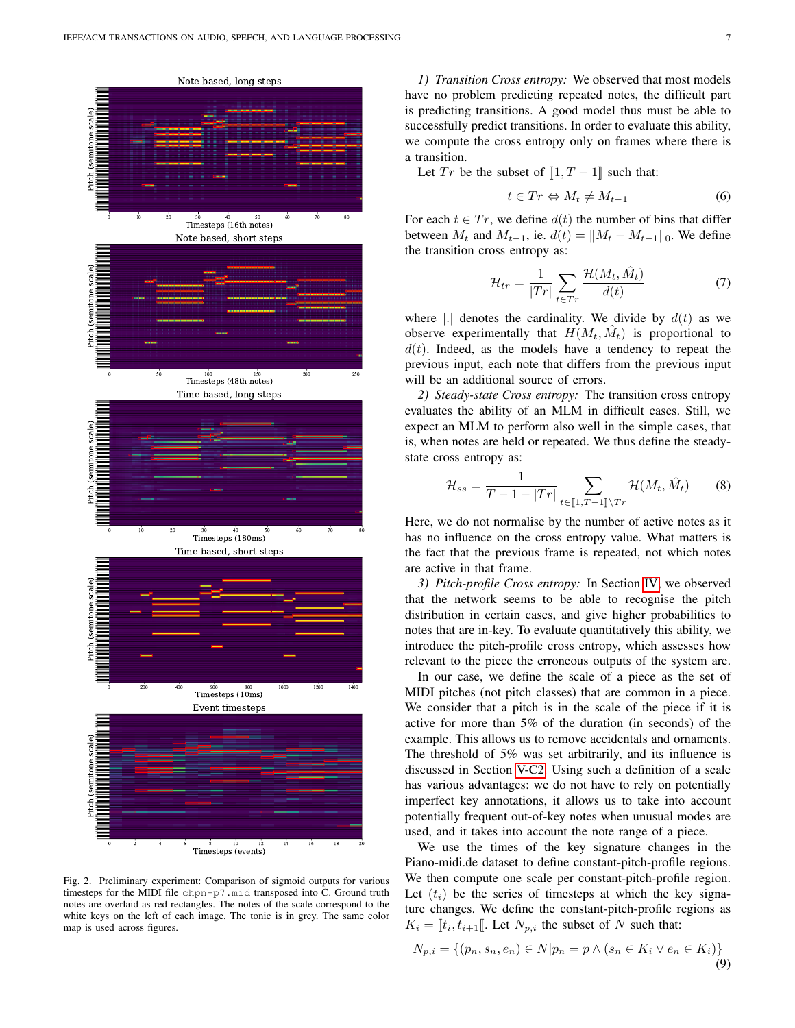Fig. 2. Preliminary experiment: Comparison of sigmoid outputs for various timesteps for the MIDI file `chpn-p7.mid` transposed into C. Ground truth notes are overlaid as red rectangles. The notes of the scale correspond to the white keys on the left of each image. The tonic is in grey. The same color map is used across figures.

*1) Transition Cross entropy:* We observed that most models have no problem predicting repeated notes, the difficult part is predicting transitions. A good model thus must be able to successfully predict transitions. In order to evaluate this ability, we compute the cross entropy only on frames where there is a transition.

Let $Tr$ be the subset of $[\![1, T-1]\!]$ such that:

$$t \in Tr \Leftrightarrow M_t \neq M_{t-1} \quad (6)$$

For each $t \in Tr$, we define $d(t)$ the number of bins that differ between $M_t$ and $M_{t-1}$, ie. $d(t) = \|M_t - M_{t-1}\|_0$. We define the transition cross entropy as:

$$\mathcal{H}_{tr} = \frac{1}{|Tr|} \sum_{t \in Tr} \frac{\mathcal{H}(M_t, \hat{M}_t)}{d(t)} \quad (7)$$

where $|.|$ denotes the cardinality. We divide by $d(t)$ as we observe experimentally that $H(M_t, \hat{M}_t)$ is proportional to $d(t)$. Indeed, as the models have a tendency to repeat the previous input, each note that differs from the previous input will be an additional source of errors.

*2) Steady-state Cross entropy:* The transition cross entropy evaluates the ability of an MLM in difficult cases. Still, we expect an MLM to perform also well in the simple cases, that is, when notes are held or repeated. We thus define the steady-state cross entropy as:

$$\mathcal{H}_{ss} = \frac{1}{T - 1 - |Tr|} \sum_{t \in [\![1, T-1]\!] \setminus Tr} \mathcal{H}(M_t, \hat{M}_t) \quad (8)$$

Here, we do not normalise by the number of active notes as it has no influence on the cross entropy value. What matters is the fact that the previous frame is repeated, not which notes are active in that frame.

*3) Pitch-profile Cross entropy:* In Section IV, we observed that the network seems to be able to recognise the pitch distribution in certain cases, and give higher probabilities to notes that are in-key. To evaluate quantitatively this ability, we introduce the pitch-profile cross entropy, which assesses how relevant to the piece the erroneous outputs of the system are.

In our case, we define the scale of a piece as the set of MIDI pitches (not pitch classes) that are common in a piece. We consider that a pitch is in the scale of the piece if it is active for more than 5% of the duration (in seconds) of the example. This allows us to remove accidentals and ornaments. The threshold of 5% was set arbitrarily, and its influence is discussed in Section V-C2. Using such a definition of a scale has various advantages: we do not have to rely on potentially imperfect key annotations, it allows us to take into account potentially frequent out-of-key notes when unusual modes are used, and it takes into account the note range of a piece.

We use the times of the key signature changes in the Piano-midi.de dataset to define constant-pitch-profile regions. We then compute one scale per constant-pitch-profile region. Let $(t_i)$ be the series of timesteps at which the key signature changes. We define the constant-pitch-profile regions as $K_i = [\![t_i, t_{i+1}[\![$. Let $N_{p,i}$ the subset of $N$ such that:

$$N_{p,i} = \{(p_n, s_n, e_n) \in N | p_n = p \wedge (s_n \in K_i \vee e_n \in K_i)\} \quad (9)$$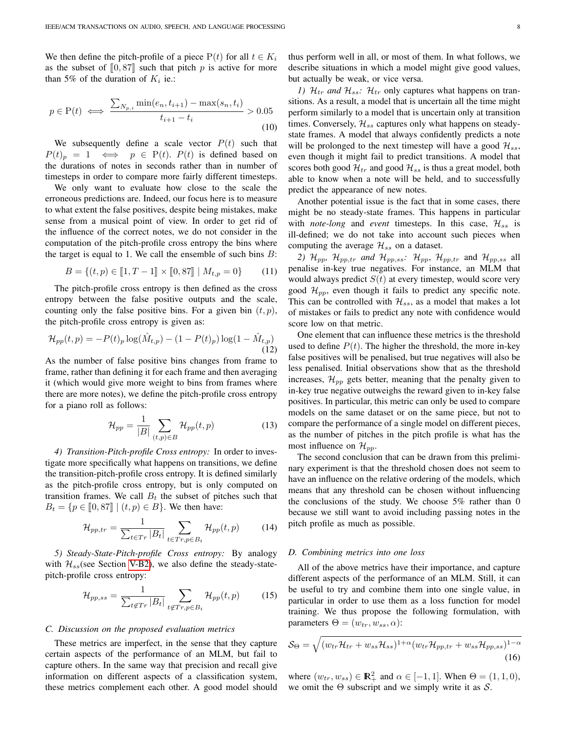We then define the pitch-profile of a piece $\mathrm{P}(t)$ for all $t \in K_i$ as the subset of $\llbracket 0, 87 \rrbracket$ such that pitch $p$ is active for more than 5% of the duration of $K_i$ ie.:

$$p \in \mathrm{P}(t) \iff \frac{\sum_{N_{p,i}} \min(e_n, t_{i+1}) - \max(s_n, t_i)}{t_{i+1} - t_i} > 0.05 \tag{10}$$

We subsequently define a scale vector $P(t)$ such that $P(t)_p = 1 \iff p \in \mathrm{P}(t)$. $P(t)$ is defined based on the durations of notes in seconds rather than in number of timesteps in order to compare more fairly different timesteps.

We only want to evaluate how close to the scale the erroneous predictions are. Indeed, our focus here is to measure to what extent the false positives, despite being mistakes, make sense from a musical point of view. In order to get rid of the influence of the correct notes, we do not consider in the computation of the pitch-profile cross entropy the bins where the target is equal to 1. We call the ensemble of such bins $B$:

$$B = \{(t, p) \in \llbracket 1, T-1 \rrbracket \times \llbracket 0, 87 \rrbracket \mid M_{t,p} = 0\} \tag{11}$$

The pitch-profile cross entropy is then defined as the cross entropy between the false positive outputs and the scale, counting only the false positive bins. For a given bin $(t, p)$, the pitch-profile cross entropy is given as:

$$\mathcal{H}_{pp}(t, p) = -P(t)_p \log(\hat{M}_{t,p}) - (1 - P(t)_p) \log(1 - \hat{M}_{t,p}) \tag{12}$$

As the number of false positive bins changes from frame to frame, rather than defining it for each frame and then averaging it (which would give more weight to bins from frames where there are more notes), we define the pitch-profile cross entropy for a piano roll as follows:

$$\mathcal{H}_{pp} = \frac{1}{|B|} \sum_{(t,p) \in B} \mathcal{H}_{pp}(t, p) \tag{13}$$

*4) Transition-Pitch-profile Cross entropy:* In order to investigate more specifically what happens on transitions, we define the transition-pitch-profile cross entropy. It is defined similarly as the pitch-profile cross entropy, but is only computed on transition frames. We call $B_t$ the subset of pitches such that $B_t = \{p \in \llbracket 0, 87 \rrbracket \mid (t, p) \in B\}$. We then have:

$$\mathcal{H}_{pp,tr} = \frac{1}{\sum_{t \in Tr} |B_t|} \sum_{t \in Tr, p \in B_t} \mathcal{H}_{pp}(t, p) \tag{14}$$

*5) Steady-State-Pitch-profile Cross entropy:* By analogy with $\mathcal{H}_{ss}$(see Section V-B2), we also define the steady-state-pitch-profile cross entropy:

$$\mathcal{H}_{pp,ss} = \frac{1}{\sum_{t \notin Tr} |B_t|} \sum_{t \notin Tr, p \in B_t} \mathcal{H}_{pp}(t, p) \tag{15}$$

### C. Discussion on the proposed evaluation metrics

These metrics are imperfect, in the sense that they capture certain aspects of the performance of an MLM, but fail to capture others. In the same way that precision and recall give information on different aspects of a classification system, these metrics complement each other. A good model should thus perform well in all, or most of them. In what follows, we describe situations in which a model might give good values, but actually be weak, or vice versa.

*1) $\mathcal{H}_{tr}$ and $\mathcal{H}_{ss}$:* $\mathcal{H}_{tr}$ only captures what happens on transitions. As a result, a model that is uncertain all the time might perform similarly to a model that is uncertain only at transition times. Conversely, $\mathcal{H}_{ss}$ captures only what happens on steady-state frames. A model that always confidently predicts a note will be prolonged to the next timestep will have a good $\mathcal{H}_{ss}$, even though it might fail to predict transitions. A model that scores both good $\mathcal{H}_{tr}$ and good $\mathcal{H}_{ss}$ is thus a great model, both able to know when a note will be held, and to successfully predict the appearance of new notes.

Another potential issue is the fact that in some cases, there might be no steady-state frames. This happens in particular with *note-long* and *event* timesteps. In this case, $\mathcal{H}_{ss}$ is ill-defined; we do not take into account such pieces when computing the average $\mathcal{H}_{ss}$ on a dataset.

*2) $\mathcal{H}_{pp}$, $\mathcal{H}_{pp,tr}$ and $\mathcal{H}_{pp,ss}$:* $\mathcal{H}_{pp}$, $\mathcal{H}_{pp,tr}$ and $\mathcal{H}_{pp,ss}$ all penalise in-key true negatives. For instance, an MLM that would always predict $S(t)$ at every timestep, would score very good $\mathcal{H}_{pp}$, even though it fails to predict any specific note. This can be controlled with $\mathcal{H}_{ss}$, as a model that makes a lot of mistakes or fails to predict any note with confidence would score low on that metric.

One element that can influence these metrics is the threshold used to define $P(t)$. The higher the threshold, the more in-key false positives will be penalised, but true negatives will also be less penalised. Initial observations show that as the threshold increases, $\mathcal{H}_{pp}$ gets better, meaning that the penalty given to in-key true negative outweighs the reward given to in-key false positives. In particular, this metric can only be used to compare models on the same dataset or on the same piece, but not to compare the performance of a single model on different pieces, as the number of pitches in the pitch profile is what has the most influence on $\mathcal{H}_{pp}$.

The second conclusion that can be drawn from this preliminary experiment is that the threshold chosen does not seem to have an influence on the relative ordering of the models, which means that any threshold can be chosen without influencing the conclusions of the study. We choose 5% rather than 0 because we still want to avoid including passing notes in the pitch profile as much as possible.

### D. Combining metrics into one loss

All of the above metrics have their importance, and capture different aspects of the performance of an MLM. Still, it can be useful to try and combine them into one single value, in particular in order to use them as a loss function for model training. We thus propose the following formulation, with parameters $\Theta = (w_{tr}, w_{ss}, \alpha)$:

$$\mathcal{S}_\Theta = \sqrt{(w_{tr}\mathcal{H}_{tr} + w_{ss}\mathcal{H}_{ss})^{1+\alpha}(w_{tr}\mathcal{H}_{pp,tr} + w_{ss}\mathcal{H}_{pp,ss})^{1-\alpha}} \tag{16}$$

where $(w_{tr}, w_{ss}) \in \mathbb{R}_+^2$ and $\alpha \in [-1, 1]$. When $\Theta = (1, 1, 0)$, we omit the $\Theta$ subscript and we simply write it as $\mathcal{S}$.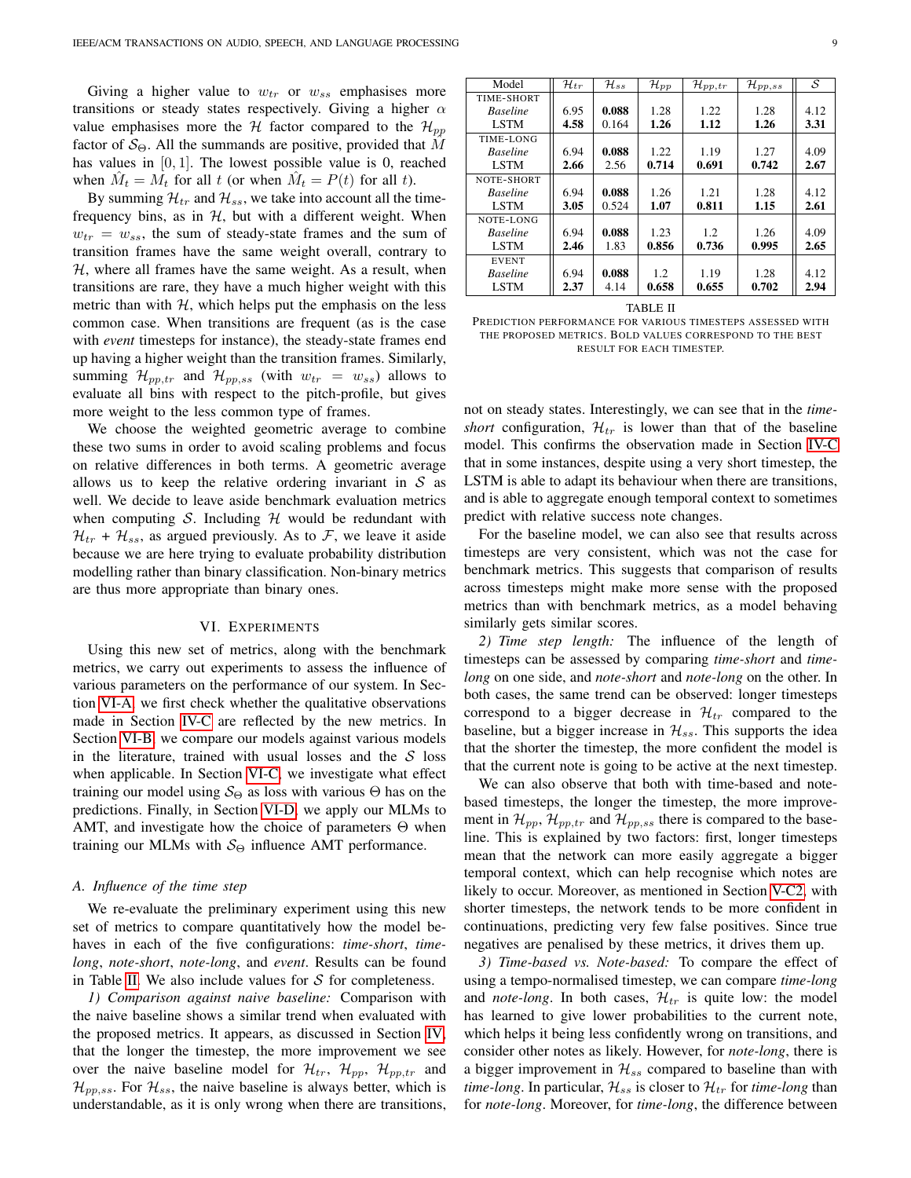Giving a higher value to $w_{tr}$ or $w_{ss}$ emphasises more transitions or steady states respectively. Giving a higher $\alpha$ value emphasises more the $\mathcal{H}$ factor compared to the $\mathcal{H}_{pp}$ factor of $\mathcal{S}_\Theta$. All the summands are positive, provided that $M$ has values in $[0, 1]$. The lowest possible value is 0, reached when $\hat{M}_t = M_t$ for all $t$ (or when $\hat{M}_t = P(t)$ for all $t$).

By summing $\mathcal{H}_{tr}$ and $\mathcal{H}_{ss}$, we take into account all the time-frequency bins, as in $\mathcal{H}$, but with a different weight. When $w_{tr} = w_{ss}$, the sum of steady-state frames and the sum of transition frames have the same weight overall, contrary to $\mathcal{H}$, where all frames have the same weight. As a result, when transitions are rare, they have a much higher weight with this metric than with $\mathcal{H}$, which helps put the emphasis on the less common case. When transitions are frequent (as is the case with *event* timesteps for instance), the steady-state frames end up having a higher weight than the transition frames. Similarly, summing $\mathcal{H}_{pp,tr}$ and $\mathcal{H}_{pp,ss}$ (with $w_{tr} = w_{ss}$) allows to evaluate all bins with respect to the pitch-profile, but gives more weight to the less common type of frames.

We choose the weighted geometric average to combine these two sums in order to avoid scaling problems and focus on relative differences in both terms. A geometric average allows us to keep the relative ordering invariant in $\mathcal{S}$ as well. We decide to leave aside benchmark evaluation metrics when computing $\mathcal{S}$. Including $\mathcal{H}$ would be redundant with $\mathcal{H}_{tr}$ + $\mathcal{H}_{ss}$, as argued previously. As to $\mathcal{F}$, we leave it aside because we are here trying to evaluate probability distribution modelling rather than binary classification. Non-binary metrics are thus more appropriate than binary ones.

## VI. Experiments

Using this new set of metrics, along with the benchmark metrics, we carry out experiments to assess the influence of various parameters on the performance of our system. In Section VI-A, we first check whether the qualitative observations made in Section IV-C are reflected by the new metrics. In Section VI-B, we compare our models against various models in the literature, trained with usual losses and the $\mathcal{S}$ loss when applicable. In Section VI-C, we investigate what effect training our model using $\mathcal{S}_\Theta$ as loss with various $\Theta$ has on the predictions. Finally, in Section VI-D, we apply our MLMs to AMT, and investigate how the choice of parameters $\Theta$ when training our MLMs with $\mathcal{S}_\Theta$ influence AMT performance.

### A. Influence of the time step

We re-evaluate the preliminary experiment using this new set of metrics to compare quantitatively how the model behaves in each of the five configurations: *time-short*, *time-long*, *note-short*, *note-long*, and *event*. Results can be found in Table II. We also include values for $\mathcal{S}$ for completeness.

*1) Comparison against naive baseline:* Comparison with the naive baseline shows a similar trend when evaluated with the proposed metrics. It appears, as discussed in Section IV, that the longer the timestep, the more improvement we see over the naive baseline model for $\mathcal{H}_{tr}$, $\mathcal{H}_{pp}$, $\mathcal{H}_{pp,tr}$ and $\mathcal{H}_{pp,ss}$. For $\mathcal{H}_{ss}$, the naive baseline is always better, which is understandable, as it is only wrong when there are transitions, not on steady states. Interestingly, we can see that in the *time-short* configuration, $\mathcal{H}_{tr}$ is lower than that of the baseline model. This confirms the observation made in Section IV-C that in some instances, despite using a very short timestep, the LSTM is able to adapt its behaviour when there are transitions, and is able to aggregate enough temporal context to sometimes predict with relative success note changes.

| Model | $\mathcal{H}_{tr}$ | $\mathcal{H}_{ss}$ | $\mathcal{H}_{pp}$ | $\mathcal{H}_{pp,tr}$ | $\mathcal{H}_{pp,ss}$ | $\mathcal{S}$ |
|---|---|---|---|---|---|---|
| TIME-SHORT | | | | | | |
| *Baseline* | 6.95 | **0.088** | 1.28 | 1.22 | 1.28 | 4.12 |
| LSTM | **4.58** | 0.164 | **1.26** | **1.12** | **1.26** | **3.31** |
| TIME-LONG | | | | | | |
| *Baseline* | 6.94 | **0.088** | 1.22 | 1.19 | 1.27 | 4.09 |
| LSTM | **2.66** | 2.56 | **0.714** | **0.691** | **0.742** | **2.67** |
| NOTE-SHORT | | | | | | |
| *Baseline* | 6.94 | **0.088** | 1.26 | 1.21 | 1.28 | 4.12 |
| LSTM | **3.05** | 0.524 | **1.07** | **0.811** | **1.15** | **2.61** |
| NOTE-LONG | | | | | | |
| *Baseline* | 6.94 | **0.088** | 1.23 | 1.2 | 1.26 | 4.09 |
| LSTM | **2.46** | 1.83 | **0.856** | **0.736** | **0.995** | **2.65** |
| EVENT | | | | | | |
| *Baseline* | 6.94 | **0.088** | 1.2 | 1.19 | 1.28 | 4.12 |
| LSTM | **2.37** | 4.14 | **0.658** | **0.655** | **0.702** | **2.94** |

TABLE II
PREDICTION PERFORMANCE FOR VARIOUS TIMESTEPS ASSESSED WITH THE PROPOSED METRICS. BOLD VALUES CORRESPOND TO THE BEST RESULT FOR EACH TIMESTEP.

For the baseline model, we can also see that results across timesteps are very consistent, which was not the case for benchmark metrics. This suggests that comparison of results across timesteps might make more sense with the proposed metrics than with benchmark metrics, as a model behaving similarly gets similar scores.

*2) Time step length:* The influence of the length of timesteps can be assessed by comparing *time-short* and *time-long* on one side, and *note-short* and *note-long* on the other. In both cases, the same trend can be observed: longer timesteps correspond to a bigger decrease in $\mathcal{H}_{tr}$ compared to the baseline, but a bigger increase in $\mathcal{H}_{ss}$. This supports the idea that the shorter the timestep, the more confident the model is that the current note is going to be active at the next timestep.

We can also observe that both with time-based and note-based timesteps, the longer the timestep, the more improvement in $\mathcal{H}_{pp}$, $\mathcal{H}_{pp,tr}$ and $\mathcal{H}_{pp,ss}$ there is compared to the baseline. This is explained by two factors: first, longer timesteps mean that the network can more easily aggregate a bigger temporal context, which can help recognise which notes are likely to occur. Moreover, as mentioned in Section V-C2, with shorter timesteps, the network tends to be more confident in continuations, predicting very few false positives. Since true negatives are penalised by these metrics, it drives them up.

*3) Time-based vs. Note-based:* To compare the effect of using a tempo-normalised timestep, we can compare *time-long* and *note-long*. In both cases, $\mathcal{H}_{tr}$ is quite low: the model has learned to give lower probabilities to the current note, which helps it being less confidently wrong on transitions, and consider other notes as likely. However, for *note-long*, there is a bigger improvement in $\mathcal{H}_{ss}$ compared to baseline than with *time-long*. In particular, $\mathcal{H}_{ss}$ is closer to $\mathcal{H}_{tr}$ for *time-long* than for *note-long*. Moreover, for *time-long*, the difference between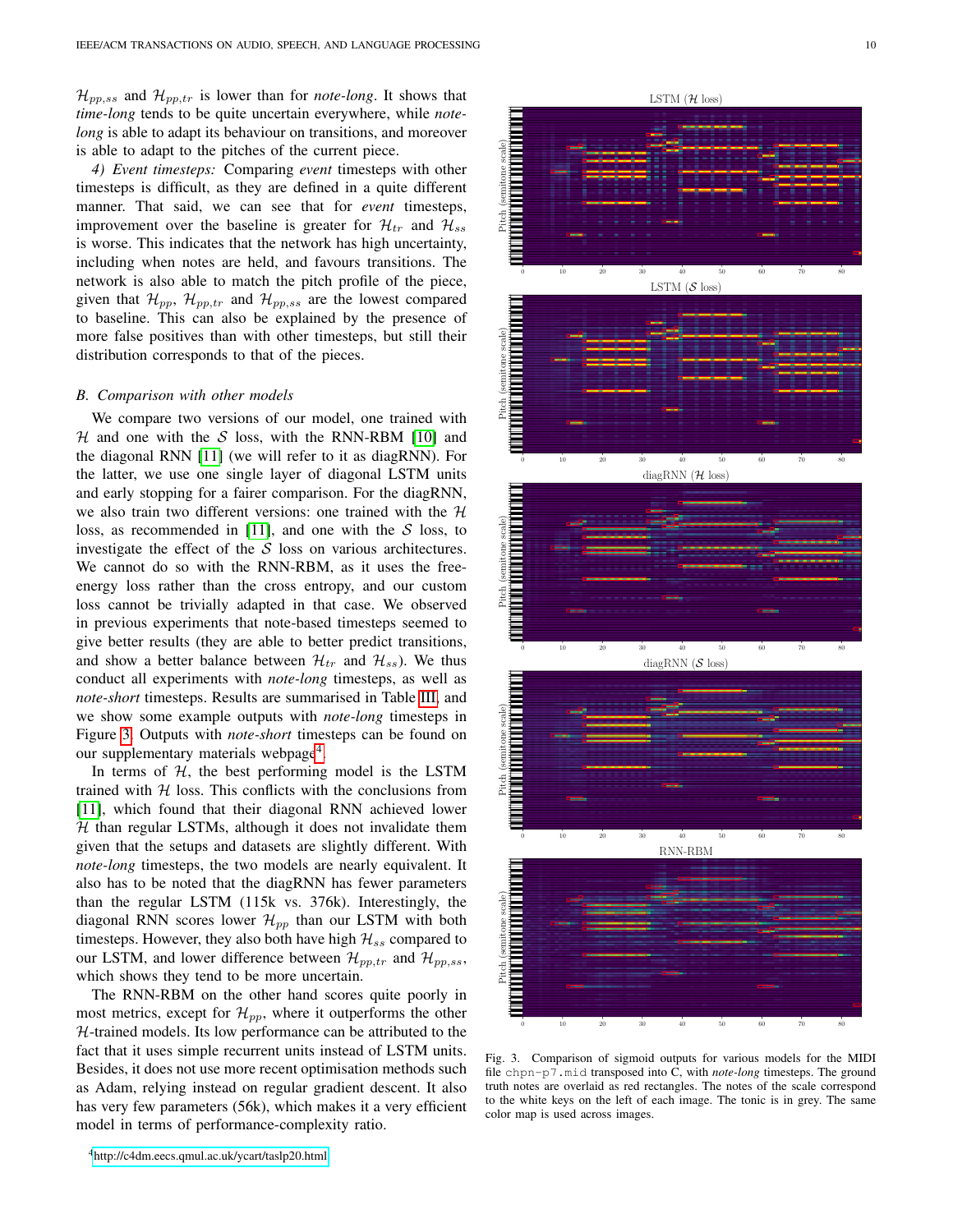$\mathcal{H}_{pp,ss}$ and $\mathcal{H}_{pp,tr}$ is lower than for *note-long*. It shows that *time-long* tends to be quite uncertain everywhere, while *note-long* is able to adapt its behaviour on transitions, and moreover is able to adapt to the pitches of the current piece.

*4) Event timesteps:* Comparing *event* timesteps with other timesteps is difficult, as they are defined in a quite different manner. That said, we can see that for *event* timesteps, improvement over the baseline is greater for $\mathcal{H}_{tr}$ and $\mathcal{H}_{ss}$ is worse. This indicates that the network has high uncertainty, including when notes are held, and favours transitions. The network is also able to match the pitch profile of the piece, given that $\mathcal{H}_{pp}$, $\mathcal{H}_{pp,tr}$ and $\mathcal{H}_{pp,ss}$ are the lowest compared to baseline. This can also be explained by the presence of more false positives than with other timesteps, but still their distribution corresponds to that of the pieces.

### B. Comparison with other models

We compare two versions of our model, one trained with $\mathcal{H}$ and one with the $\mathcal{S}$ loss, with the RNN-RBM [10] and the diagonal RNN [11] (we will refer to it as diagRNN). For the latter, we use one single layer of diagonal LSTM units and early stopping for a fairer comparison. For the diagRNN, we also train two different versions: one trained with the $\mathcal{H}$ loss, as recommended in [11], and one with the $\mathcal{S}$ loss, to investigate the effect of the $\mathcal{S}$ loss on various architectures. We cannot do so with the RNN-RBM, as it uses the free-energy loss rather than the cross entropy, and our custom loss cannot be trivially adapted in that case. We observed in previous experiments that note-based timesteps seemed to give better results (they are able to better predict transitions, and show a better balance between $\mathcal{H}_{tr}$ and $\mathcal{H}_{ss}$). We thus conduct all experiments with *note-long* timesteps, as well as *note-short* timesteps. Results are summarised in Table III, and we show some example outputs with *note-long* timesteps in Figure 3. Outputs with *note-short* timesteps can be found on our supplementary materials webpage[4].

In terms of $\mathcal{H}$, the best performing model is the LSTM trained with $\mathcal{H}$ loss. This conflicts with the conclusions from [11], which found that their diagonal RNN achieved lower $\mathcal{H}$ than regular LSTMs, although it does not invalidate them given that the setups and datasets are slightly different. With *note-long* timesteps, the two models are nearly equivalent. It also has to be noted that the diagRNN has fewer parameters than the regular LSTM (115k vs. 376k). Interestingly, the diagonal RNN scores lower $\mathcal{H}_{pp}$ than our LSTM with both timesteps. However, they also both have high $\mathcal{H}_{ss}$ compared to our LSTM, and lower difference between $\mathcal{H}_{pp,tr}$ and $\mathcal{H}_{pp,ss}$, which shows they tend to be more uncertain.

The RNN-RBM on the other hand scores quite poorly in most metrics, except for $\mathcal{H}_{pp}$, where it outperforms the other $\mathcal{H}$-trained models. Its low performance can be attributed to the fact that it uses simple recurrent units instead of LSTM units. Besides, it does not use more recent optimisation methods such as Adam, relying instead on regular gradient descent. It also has very few parameters (56k), which makes it a very efficient model in terms of performance-complexity ratio.

[4] http://c4dm.eecs.qmul.ac.uk/ycart/taslp20.html

Fig. 3. Comparison of sigmoid outputs for various models for the MIDI file `chpn-p7.mid` transposed into C, with *note-long* timesteps. The ground truth notes are overlaid as red rectangles. The notes of the scale correspond to the white keys on the left of each image. The tonic is in grey. The same color map is used across images.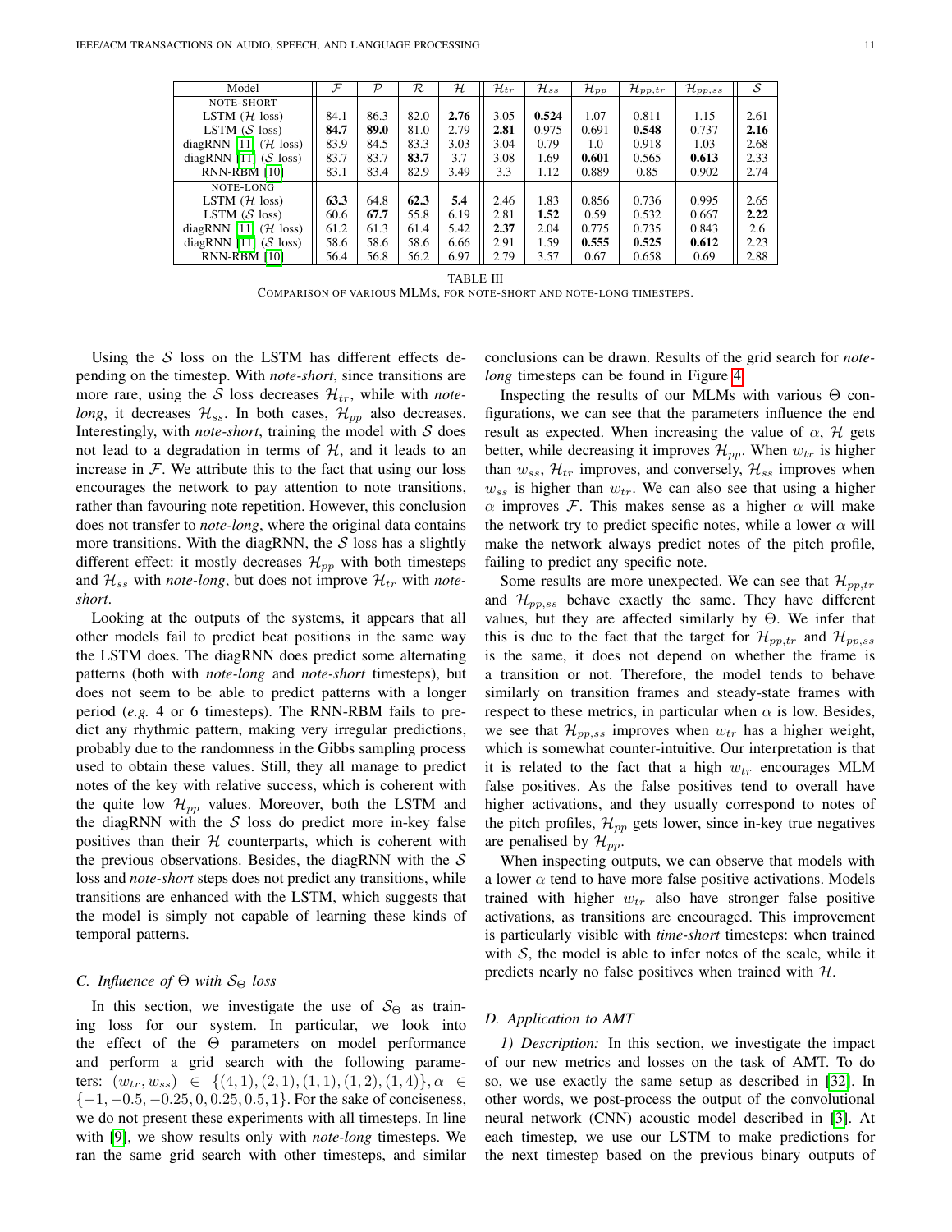| Model | $\mathcal{F}$ | $\mathcal{P}$ | $\mathcal{R}$ | $\mathcal{H}$ | $\mathcal{H}_{tr}$ | $\mathcal{H}_{ss}$ | $\mathcal{H}_{pp}$ | $\mathcal{H}_{pp,tr}$ | $\mathcal{H}_{pp,ss}$ | $\mathcal{S}$ |
|---|---|---|---|---|---|---|---|---|---|---|
| NOTE-SHORT | | | | | | | | | | |
| LSTM ($\mathcal{H}$ loss) | 84.1 | 86.3 | 82.0 | **2.76** | 3.05 | **0.524** | 1.07 | 0.811 | 1.15 | 2.61 |
| LSTM ($\mathcal{S}$ loss) | **84.7** | **89.0** | 81.0 | 2.79 | **2.81** | 0.975 | 0.691 | **0.548** | 0.737 | **2.16** |
| diagRNN [11] ($\mathcal{H}$ loss) | 83.9 | 84.5 | 83.3 | 3.03 | 3.04 | 0.79 | 1.0 | 0.918 | 1.03 | 2.68 |
| diagRNN [11] ($\mathcal{S}$ loss) | 83.7 | 83.7 | **83.7** | 3.7 | 3.08 | 1.69 | **0.601** | 0.565 | **0.613** | 2.33 |
| RNN-RBM [10] | 83.1 | 83.4 | 82.9 | 3.49 | 3.3 | 1.12 | 0.889 | 0.85 | 0.902 | 2.74 |
| NOTE-LONG | | | | | | | | | | |
| LSTM ($\mathcal{H}$ loss) | **63.3** | 64.8 | **62.3** | **5.4** | 2.46 | 1.83 | 0.856 | 0.736 | 0.995 | 2.65 |
| LSTM ($\mathcal{S}$ loss) | 60.6 | **67.7** | 55.8 | 6.19 | 2.81 | **1.52** | 0.59 | 0.532 | 0.667 | **2.22** |
| diagRNN [11] ($\mathcal{H}$ loss) | 61.2 | 61.3 | 61.4 | 5.42 | **2.37** | 2.04 | 0.775 | 0.735 | 0.843 | 2.6 |
| diagRNN [11] ($\mathcal{S}$ loss) | 58.6 | 58.6 | 58.6 | 6.66 | 2.91 | 1.59 | **0.555** | **0.525** | **0.612** | 2.23 |
| RNN-RBM [10] | 56.4 | 56.8 | 56.2 | 6.97 | 2.79 | 3.57 | 0.67 | 0.658 | 0.69 | 2.88 |

TABLE III
COMPARISON OF VARIOUS MLMS, FOR NOTE-SHORT AND NOTE-LONG TIMESTEPS.

Using the $\mathcal{S}$ loss on the LSTM has different effects depending on the timestep. With *note-short*, since transitions are more rare, using the $\mathcal{S}$ loss decreases $\mathcal{H}_{tr}$, while with *note-long*, it decreases $\mathcal{H}_{ss}$. In both cases, $\mathcal{H}_{pp}$ also decreases. Interestingly, with *note-short*, training the model with $\mathcal{S}$ does not lead to a degradation in terms of $\mathcal{H}$, and it leads to an increase in $\mathcal{F}$. We attribute this to the fact that using our loss encourages the network to pay attention to note transitions, rather than favouring note repetition. However, this conclusion does not transfer to *note-long*, where the original data contains more transitions. With the diagRNN, the $\mathcal{S}$ loss has a slightly different effect: it mostly decreases $\mathcal{H}_{pp}$ with both timesteps and $\mathcal{H}_{ss}$ with *note-long*, but does not improve $\mathcal{H}_{tr}$ with *note-short*.

Looking at the outputs of the systems, it appears that all other models fail to predict beat positions in the same way the LSTM does. The diagRNN does predict some alternating patterns (both with *note-long* and *note-short* timesteps), but does not seem to be able to predict patterns with a longer period (*e.g.* 4 or 6 timesteps). The RNN-RBM fails to predict any rhythmic pattern, making very irregular predictions, probably due to the randomness in the Gibbs sampling process used to obtain these values. Still, they all manage to predict notes of the key with relative success, which is coherent with the quite low $\mathcal{H}_{pp}$ values. Moreover, both the LSTM and the diagRNN with the $\mathcal{S}$ loss do predict more in-key false positives than their $\mathcal{H}$ counterparts, which is coherent with the previous observations. Besides, the diagRNN with the $\mathcal{S}$ loss and *note-short* steps does not predict any transitions, while transitions are enhanced with the LSTM, which suggests that the model is simply not capable of learning these kinds of temporal patterns.

### C. Influence of $\Theta$ with $\mathcal{S}_\Theta$ loss

In this section, we investigate the use of $\mathcal{S}_\Theta$ as training loss for our system. In particular, we look into the effect of the $\Theta$ parameters on model performance and perform a grid search with the following parameters: $(w_{tr}, w_{ss}) \in \{(4,1),(2,1),(1,1),(1,2),(1,4)\}, \alpha \in \{-1,-0.5,-0.25,0,0.25,0.5,1\}$. For the sake of conciseness, we do not present these experiments with all timesteps. In line with [9], we show results only with *note-long* timesteps. We ran the same grid search with other timesteps, and similar conclusions can be drawn. Results of the grid search for *note-long* timesteps can be found in Figure 4.

Inspecting the results of our MLMs with various $\Theta$ configurations, we can see that the parameters influence the end result as expected. When increasing the value of $\alpha$, $\mathcal{H}$ gets better, while decreasing it improves $\mathcal{H}_{pp}$. When $w_{tr}$ is higher than $w_{ss}$, $\mathcal{H}_{tr}$ improves, and conversely, $\mathcal{H}_{ss}$ improves when $w_{ss}$ is higher than $w_{tr}$. We can also see that using a higher $\alpha$ improves $\mathcal{F}$. This makes sense as a higher $\alpha$ will make the network try to predict specific notes, while a lower $\alpha$ will make the network always predict notes of the pitch profile, failing to predict any specific note.

Some results are more unexpected. We can see that $\mathcal{H}_{pp,tr}$ and $\mathcal{H}_{pp,ss}$ behave exactly the same. They have different values, but they are affected similarly by $\Theta$. We infer that this is due to the fact that the target for $\mathcal{H}_{pp,tr}$ and $\mathcal{H}_{pp,ss}$ is the same, it does not depend on whether the frame is a transition or not. Therefore, the model tends to behave similarly on transition frames and steady-state frames with respect to these metrics, in particular when $\alpha$ is low. Besides, we see that $\mathcal{H}_{pp,ss}$ improves when $w_{tr}$ has a higher weight, which is somewhat counter-intuitive. Our interpretation is that it is related to the fact that a high $w_{tr}$ encourages MLM false positives. As the false positives tend to overall have higher activations, and they usually correspond to notes of the pitch profiles, $\mathcal{H}_{pp}$ gets lower, since in-key true negatives are penalised by $\mathcal{H}_{pp}$.

When inspecting outputs, we can observe that models with a lower $\alpha$ tend to have more false positive activations. Models trained with higher $w_{tr}$ also have stronger false positive activations, as transitions are encouraged. This improvement is particularly visible with *time-short* timesteps: when trained with $\mathcal{S}$, the model is able to infer notes of the scale, while it predicts nearly no false positives when trained with $\mathcal{H}$.

### D. Application to AMT

*1) Description:* In this section, we investigate the impact of our new metrics and losses on the task of AMT. To do so, we use exactly the same setup as described in [32]. In other words, we post-process the output of the convolutional neural network (CNN) acoustic model described in [3]. At each timestep, we use our LSTM to make predictions for the next timestep based on the previous binary outputs of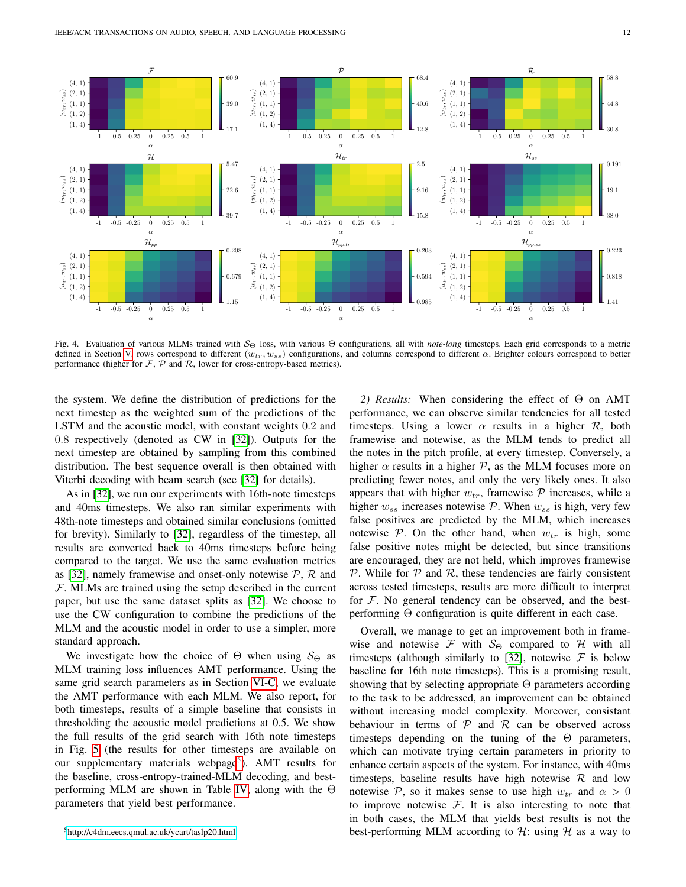Fig. 4. Evaluation of various MLMs trained with $\mathcal{S}_\Theta$ loss, with various $\Theta$ configurations, all with *note-long* timesteps. Each grid corresponds to a metric defined in Section V, rows correspond to different $(w_{tr}, w_{ss})$ configurations, and columns correspond to different $\alpha$. Brighter colours correspond to better performance (higher for $\mathcal{F}$, $\mathcal{P}$ and $\mathcal{R}$, lower for cross-entropy-based metrics).

the system. We define the distribution of predictions for the next timestep as the weighted sum of the predictions of the LSTM and the acoustic model, with constant weights 0.2 and 0.8 respectively (denoted as CW in [32]). Outputs for the next timestep are obtained by sampling from this combined distribution. The best sequence overall is then obtained with Viterbi decoding with beam search (see [32] for details).

As in [32], we run our experiments with 16th-note timesteps and 40ms timesteps. We also ran similar experiments with 48th-note timesteps and obtained similar conclusions (omitted for brevity). Similarly to [32], regardless of the timestep, all results are converted back to 40ms timesteps before being compared to the target. We use the same evaluation metrics as [32], namely framewise and onset-only notewise $\mathcal{P}$, $\mathcal{R}$ and $\mathcal{F}$. MLMs are trained using the setup described in the current paper, but use the same dataset splits as [32]. We choose to use the CW configuration to combine the predictions of the MLM and the acoustic model in order to use a simpler, more standard approach.

We investigate how the choice of $\Theta$ when using $\mathcal{S}_\Theta$ as MLM training loss influences AMT performance. Using the same grid search parameters as in Section VI-C, we evaluate the AMT performance with each MLM. We also report, for both timesteps, results of a simple baseline that consists in thresholding the acoustic model predictions at 0.5. We show the full results of the grid search with 16th note timesteps in Fig. 5 (the results for other timesteps are available on our supplementary materials webpage[5]). AMT results for the baseline, cross-entropy-trained-MLM decoding, and best-performing MLM are shown in Table IV, along with the $\Theta$ parameters that yield best performance.

[5]http://c4dm.eecs.qmul.ac.uk/ycart/taslp20.html

*2) Results:* When considering the effect of $\Theta$ on AMT performance, we can observe similar tendencies for all tested timesteps. Using a lower $\alpha$ results in a higher $\mathcal{R}$, both framewise and notewise, as the MLM tends to predict all the notes in the pitch profile, at every timestep. Conversely, a higher $\alpha$ results in a higher $\mathcal{P}$, as the MLM focuses more on predicting fewer notes, and only the very likely ones. It also appears that with higher $w_{tr}$, framewise $\mathcal{P}$ increases, while a higher $w_{ss}$ increases notewise $\mathcal{P}$. When $w_{ss}$ is high, very few false positives are predicted by the MLM, which increases notewise $\mathcal{P}$. On the other hand, when $w_{tr}$ is high, some false positive notes might be detected, but since transitions are encouraged, they are not held, which improves framewise $\mathcal{P}$. While for $\mathcal{P}$ and $\mathcal{R}$, these tendencies are fairly consistent across tested timesteps, results are more difficult to interpret for $\mathcal{F}$. No general tendency can be observed, and the best-performing $\Theta$ configuration is quite different in each case.

Overall, we manage to get an improvement both in framewise and notewise $\mathcal{F}$ with $\mathcal{S}_\Theta$ compared to $\mathcal{H}$ with all timesteps (although similarly to [32], notewise $\mathcal{F}$ is below baseline for 16th note timesteps). This is a promising result, showing that by selecting appropriate $\Theta$ parameters according to the task to be addressed, an improvement can be obtained without increasing model complexity. Moreover, consistant behaviour in terms of $\mathcal{P}$ and $\mathcal{R}$ can be observed across timesteps depending on the tuning of the $\Theta$ parameters, which can motivate trying certain parameters in priority to enhance certain aspects of the system. For instance, with 40ms timesteps, baseline results have high notewise $\mathcal{R}$ and low notewise $\mathcal{P}$, so it makes sense to use high $w_{tr}$ and $\alpha > 0$ to improve notewise $\mathcal{F}$. It is also interesting to note that in both cases, the MLM that yields best results is not the best-performing MLM according to $\mathcal{H}$: using $\mathcal{H}$ as a way to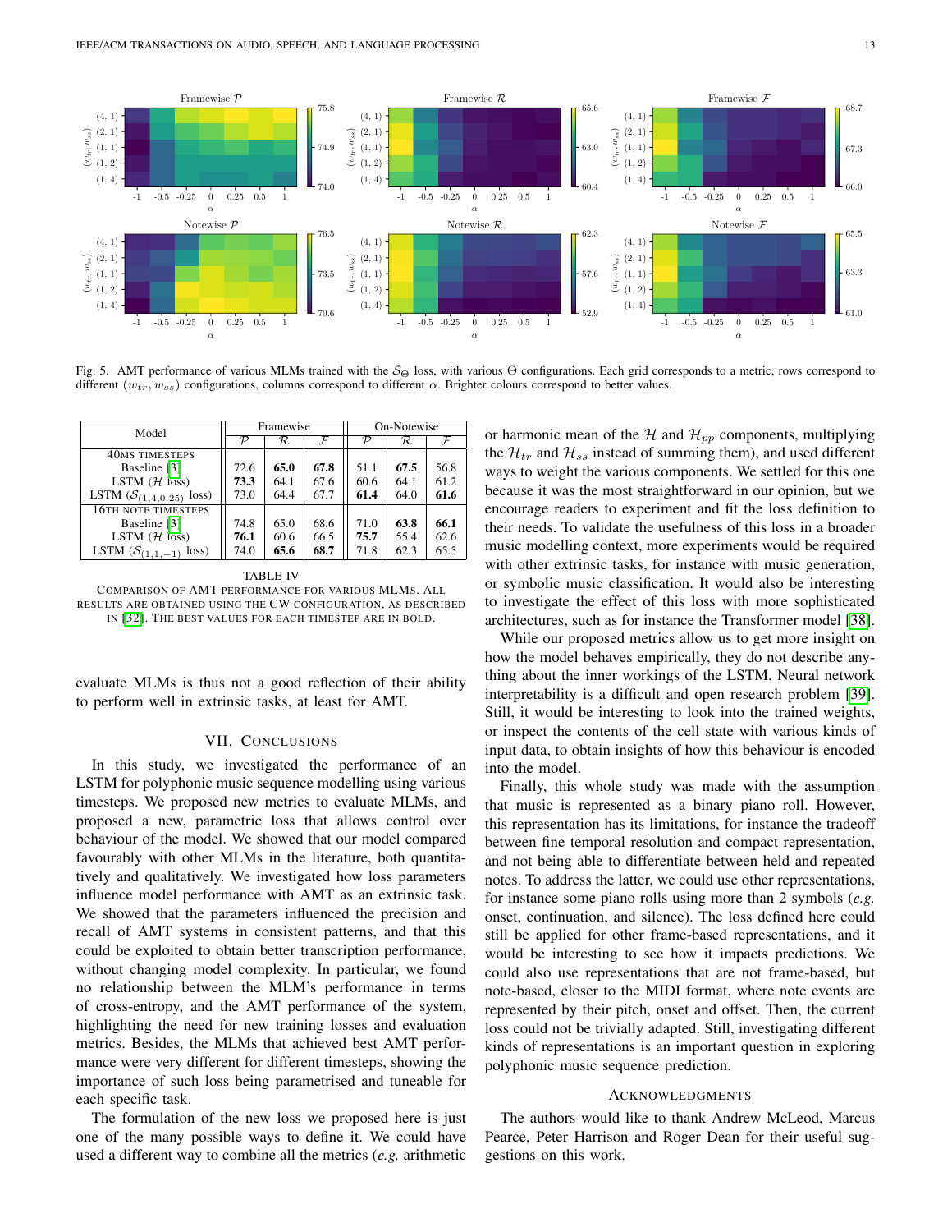Fig. 5. AMT performance of various MLMs trained with the $\mathcal{S}_\Theta$ loss, with various $\Theta$ configurations. Each grid corresponds to a metric, rows correspond to different $(w_{tr}, w_{ss})$ configurations, columns correspond to different $\alpha$. Brighter colours correspond to better values.

| Model | Framewise | | | On-Notewise | | |
|---|---|---|---|---|---|---|
| | $\mathcal{P}$ | $\mathcal{R}$ | $\mathcal{F}$ | $\mathcal{P}$ | $\mathcal{R}$ | $\mathcal{F}$ |
| 40ms timesteps | | | | | | |
| Baseline [3] | 72.6 | **65.0** | **67.8** | 51.1 | **67.5** | 56.8 |
| LSTM ($\mathcal{H}$ loss) | **73.3** | 64.1 | 67.6 | 60.6 | 64.1 | 61.2 |
| LSTM ($\mathcal{S}_{(1,4,0.25)}$ loss) | 73.0 | 64.4 | 67.7 | **61.4** | 64.0 | **61.6** |
| 16th note timesteps | | | | | | |
| Baseline [3] | 74.8 | 65.0 | 68.6 | 71.0 | **63.8** | **66.1** |
| LSTM ($\mathcal{H}$ loss) | **76.1** | 60.6 | 66.5 | **75.7** | 55.4 | 62.6 |
| LSTM ($\mathcal{S}_{(1,1,-1)}$ loss) | 74.0 | **65.6** | **68.7** | 71.8 | 62.3 | 65.5 |

TABLE IV
Comparison of AMT performance for various MLMs. All results are obtained using the CW configuration, as described in [32]. The best values for each timestep are in bold.

evaluate MLMs is thus not a good reflection of their ability to perform well in extrinsic tasks, at least for AMT.

## VII. Conclusions

In this study, we investigated the performance of an LSTM for polyphonic music sequence modelling using various timesteps. We proposed new metrics to evaluate MLMs, and proposed a new, parametric loss that allows control over behaviour of the model. We showed that our model compared favourably with other MLMs in the literature, both quantitatively and qualitatively. We investigated how loss parameters influence model performance with AMT as an extrinsic task. We showed that the parameters influenced the precision and recall of AMT systems in consistent patterns, and that this could be exploited to obtain better transcription performance, without changing model complexity. In particular, we found no relationship between the MLM's performance in terms of cross-entropy, and the AMT performance of the system, highlighting the need for new training losses and evaluation metrics. Besides, the MLMs that achieved best AMT performance were very different for different timesteps, showing the importance of such loss being parametrised and tuneable for each specific task.

The formulation of the new loss we proposed here is just one of the many possible ways to define it. We could have used a different way to combine all the metrics (*e.g.* arithmetic or harmonic mean of the $\mathcal{H}$ and $\mathcal{H}_{pp}$ components, multiplying the $\mathcal{H}_{tr}$ and $\mathcal{H}_{ss}$ instead of summing them), and used different ways to weight the various components. We settled for this one because it was the most straightforward in our opinion, but we encourage readers to experiment and fit the loss definition to their needs. To validate the usefulness of this loss in a broader music modelling context, more experiments would be required with other extrinsic tasks, for instance with music generation, or symbolic music classification. It would also be interesting to investigate the effect of this loss with more sophisticated architectures, such as for instance the Transformer model [38].

While our proposed metrics allow us to get more insight on how the model behaves empirically, they do not describe anything about the inner workings of the LSTM. Neural network interpretability is a difficult and open research problem [39]. Still, it would be interesting to look into the trained weights, or inspect the contents of the cell state with various kinds of input data, to obtain insights of how this behaviour is encoded into the model.

Finally, this whole study was made with the assumption that music is represented as a binary piano roll. However, this representation has its limitations, for instance the tradeoff between fine temporal resolution and compact representation, and not being able to differentiate between held and repeated notes. To address the latter, we could use other representations, for instance some piano rolls using more than 2 symbols (*e.g.* onset, continuation, and silence). The loss defined here could still be applied for other frame-based representations, and it would be interesting to see how it impacts predictions. We could also use representations that are not frame-based, but note-based, closer to the MIDI format, where note events are represented by their pitch, onset and offset. Then, the current loss could not be trivially adapted. Still, investigating different kinds of representations is an important question in exploring polyphonic music sequence prediction.

## Acknowledgments

The authors would like to thank Andrew McLeod, Marcus Pearce, Peter Harrison and Roger Dean for their useful suggestions on this work.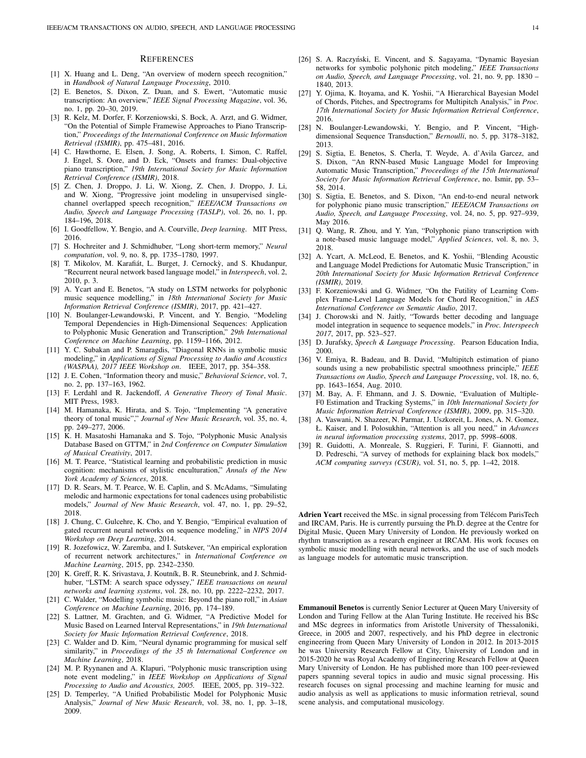## References

[1] X. Huang and L. Deng, "An overview of modern speech recognition," in *Handbook of Natural Language Processing*, 2010.

[2] E. Benetos, S. Dixon, Z. Duan, and S. Ewert, "Automatic music transcription: An overview," *IEEE Signal Processing Magazine*, vol. 36, no. 1, pp. 20–30, 2019.

[3] R. Kelz, M. Dorfer, F. Korzeniowski, S. Bock, A. Arzt, and G. Widmer, "On the Potential of Simple Framewise Approaches to Piano Transcription," *Proceedings of the International Conference on Music Information Retrieval (ISMIR)*, pp. 475–481, 2016.

[4] C. Hawthorne, E. Elsen, J. Song, A. Roberts, I. Simon, C. Raffel, J. Engel, S. Oore, and D. Eck, "Onsets and frames: Dual-objective piano transcription," *19th International Society for Music Information Retrieval Conference (ISMIR)*, 2018.

[5] Z. Chen, J. Droppo, J. Li, W. Xiong, Z. Chen, J. Droppo, J. Li, and W. Xiong, "Progressive joint modeling in unsupervised single-channel overlapped speech recognition," *IEEE/ACM Transactions on Audio, Speech and Language Processing (TASLP)*, vol. 26, no. 1, pp. 184–196, 2018.

[6] I. Goodfellow, Y. Bengio, and A. Courville, *Deep learning*. MIT Press, 2016.

[7] S. Hochreiter and J. Schmidhuber, "Long short-term memory," *Neural computation*, vol. 9, no. 8, pp. 1735–1780, 1997.

[8] T. Mikolov, M. Karafiát, L. Burget, J. Cernockỳ, and S. Khudanpur, "Recurrent neural network based language model," in *Interspeech*, vol. 2, 2010, p. 3.

[9] A. Ycart and E. Benetos, "A study on LSTM networks for polyphonic music sequence modelling," in *18th International Society for Music Information Retrieval Conference (ISMIR)*, 2017, pp. 421–427.

[10] N. Boulanger-Lewandowski, P. Vincent, and Y. Bengio, "Modeling Temporal Dependencies in High-Dimensional Sequences: Application to Polyphonic Music Generation and Transcription," *29th International Conference on Machine Learning*, pp. 1159–1166, 2012.

[11] Y. C. Subakan and P. Smaragdis, "Diagonal RNNs in symbolic music modeling," in *Applications of Signal Processing to Audio and Acoustics (WASPAA), 2017 IEEE Workshop on*. IEEE, 2017, pp. 354–358.

[12] J. E. Cohen, "Information theory and music," *Behavioral Science*, vol. 7, no. 2, pp. 137–163, 1962.

[13] F. Lerdahl and R. Jackendoff, *A Generative Theory of Tonal Music*. MIT Press, 1983.

[14] M. Hamanaka, K. Hirata, and S. Tojo, "Implementing "A generative theory of tonal music"," *Journal of New Music Research*, vol. 35, no. 4, pp. 249–277, 2006.

[15] K. H. Masatoshi Hamanaka and S. Tojo, "Polyphonic Music Analysis Database Based on GTTM," in *2nd Conference on Computer Simulation of Musical Creativity*, 2017.

[16] M. T. Pearce, "Statistical learning and probabilistic prediction in music cognition: mechanisms of stylistic enculturation," *Annals of the New York Academy of Sciences*, 2018.

[17] D. R. Sears, M. T. Pearce, W. E. Caplin, and S. McAdams, "Simulating melodic and harmonic expectations for tonal cadences using probabilistic models," *Journal of New Music Research*, vol. 47, no. 1, pp. 29–52, 2018.

[18] J. Chung, C. Gulcehre, K. Cho, and Y. Bengio, "Empirical evaluation of gated recurrent neural networks on sequence modeling," in *NIPS 2014 Workshop on Deep Learning*, 2014.

[19] R. Jozefowicz, W. Zaremba, and I. Sutskever, "An empirical exploration of recurrent network architectures," in *International Conference on Machine Learning*, 2015, pp. 2342–2350.

[20] K. Greff, R. K. Srivastava, J. Koutník, B. R. Steunebrink, and J. Schmidhuber, "LSTM: A search space odyssey," *IEEE transactions on neural networks and learning systems*, vol. 28, no. 10, pp. 2222–2232, 2017.

[21] C. Walder, "Modelling symbolic music: Beyond the piano roll," in *Asian Conference on Machine Learning*, 2016, pp. 174–189.

[22] S. Lattner, M. Grachten, and G. Widmer, "A Predictive Model for Music Based on Learned Interval Representations," in *19th International Society for Music Information Retrieval Conference*, 2018.

[23] C. Walder and D. Kim, "Neural dynamic programming for musical self similarity," in *Proceedings of the 35 th International Conference on Machine Learning*, 2018.

[24] M. P. Ryynanen and A. Klapuri, "Polyphonic music transcription using note event modeling," in *IEEE Workshop on Applications of Signal Processing to Audio and Acoustics, 2005.* IEEE, 2005, pp. 319–322.

[25] D. Temperley, "A Unified Probabilistic Model for Polyphonic Music Analysis," *Journal of New Music Research*, vol. 38, no. 1, pp. 3–18, 2009.

[26] S. A. Raczyński, E. Vincent, and S. Sagayama, "Dynamic Bayesian networks for symbolic polyhonic pitch modeling," *IEEE Transactions on Audio, Speech, and Language Processing*, vol. 21, no. 9, pp. 1830 – 1840, 2013.

[27] Y. Ojima, K. Itoyama, and K. Yoshii, "A Hierarchical Bayesian Model of Chords, Pitches, and Spectrograms for Multipitch Analysis," in *Proc. 17th International Society for Music Information Retrieval Conference*, 2016.

[28] N. Boulanger-Lewandowski, Y. Bengio, and P. Vincent, "High-dimensional Sequence Transduction," *Bernoulli*, no. 5, pp. 3178–3182, 2013.

[29] S. Sigtia, E. Benetos, S. Cherla, T. Weyde, A. d'Avila Garcez, and S. Dixon, "An RNN-based Music Language Model for Improving Automatic Music Transcription," *Proceedings of the 15th International Society for Music Information Retrieval Conference*, no. Ismir, pp. 53–58, 2014.

[30] S. Sigtia, E. Benetos, and S. Dixon, "An end-to-end neural network for polyphonic piano music transcription," *IEEE/ACM Transactions on Audio, Speech, and Language Processing*, vol. 24, no. 5, pp. 927–939, May 2016.

[31] Q. Wang, R. Zhou, and Y. Yan, "Polyphonic piano transcription with a note-based music language model," *Applied Sciences*, vol. 8, no. 3, 2018.

[32] A. Ycart, A. McLeod, E. Benetos, and K. Yoshii, "Blending Acoustic and Language Model Predictions for Automatic Music Transcription," in *20th International Society for Music Information Retrieval Conference (ISMIR)*, 2019.

[33] F. Korzeniowski and G. Widmer, "On the Futility of Learning Complex Frame-Level Language Models for Chord Recognition," in *AES International Conference on Semantic Audio*, 2017.

[34] J. Chorowski and N. Jaitly, "Towards better decoding and language model integration in sequence to sequence models," in *Proc. Interspeech 2017*, 2017, pp. 523–527.

[35] D. Jurafsky, *Speech & Language Processing*. Pearson Education India, 2000.

[36] V. Emiya, R. Badeau, and B. David, "Multipitch estimation of piano sounds using a new probabilistic spectral smoothness principle," *IEEE Transactions on Audio, Speech and Language Processing*, vol. 18, no. 6, pp. 1643–1654, Aug. 2010.

[37] M. Bay, A. F. Ehmann, and J. S. Downie, "Evaluation of Multiple-F0 Estimation and Tracking Systems," in *10th International Society for Music Information Retrieval Conference (ISMIR)*, 2009, pp. 315–320.

[38] A. Vaswani, N. Shazeer, N. Parmar, J. Uszkoreit, L. Jones, A. N. Gomez, Ł. Kaiser, and I. Polosukhin, "Attention is all you need," in *Advances in neural information processing systems*, 2017, pp. 5998–6008.

[39] R. Guidotti, A. Monreale, S. Ruggieri, F. Turini, F. Giannotti, and D. Pedreschi, "A survey of methods for explaining black box models," *ACM computing surveys (CSUR)*, vol. 51, no. 5, pp. 1–42, 2018.

**Adrien Ycart** received the MSc. in signal processing from Télécom ParisTech and IRCAM, Paris. He is currently pursuing the Ph.D. degree at the Centre for Digital Music, Queen Mary University of London. He previously worked on rhythm transcription as a research engineer at IRCAM. His work focuses on symbolic music modelling with neural networks, and the use of such models as language models for automatic music transcription.

**Emmanouil Benetos** is currently Senior Lecturer at Queen Mary University of London and Turing Fellow at the Alan Turing Institute. He received his BSc and MSc degrees in informatics from Aristotle University of Thessaloniki, Greece, in 2005 and 2007, respectively, and his PhD degree in electronic engineering from Queen Mary University of London in 2012. In 2013-2015 he was University Research Fellow at City, University of London and in 2015-2020 he was Royal Academy of Engineering Research Fellow at Queen Mary University of London. He has published more than 100 peer-reviewed papers spanning several topics in audio and music signal processing. His research focuses on signal processing and machine learning for music and audio analysis as well as applications to music information retrieval, sound scene analysis, and computational musicology.